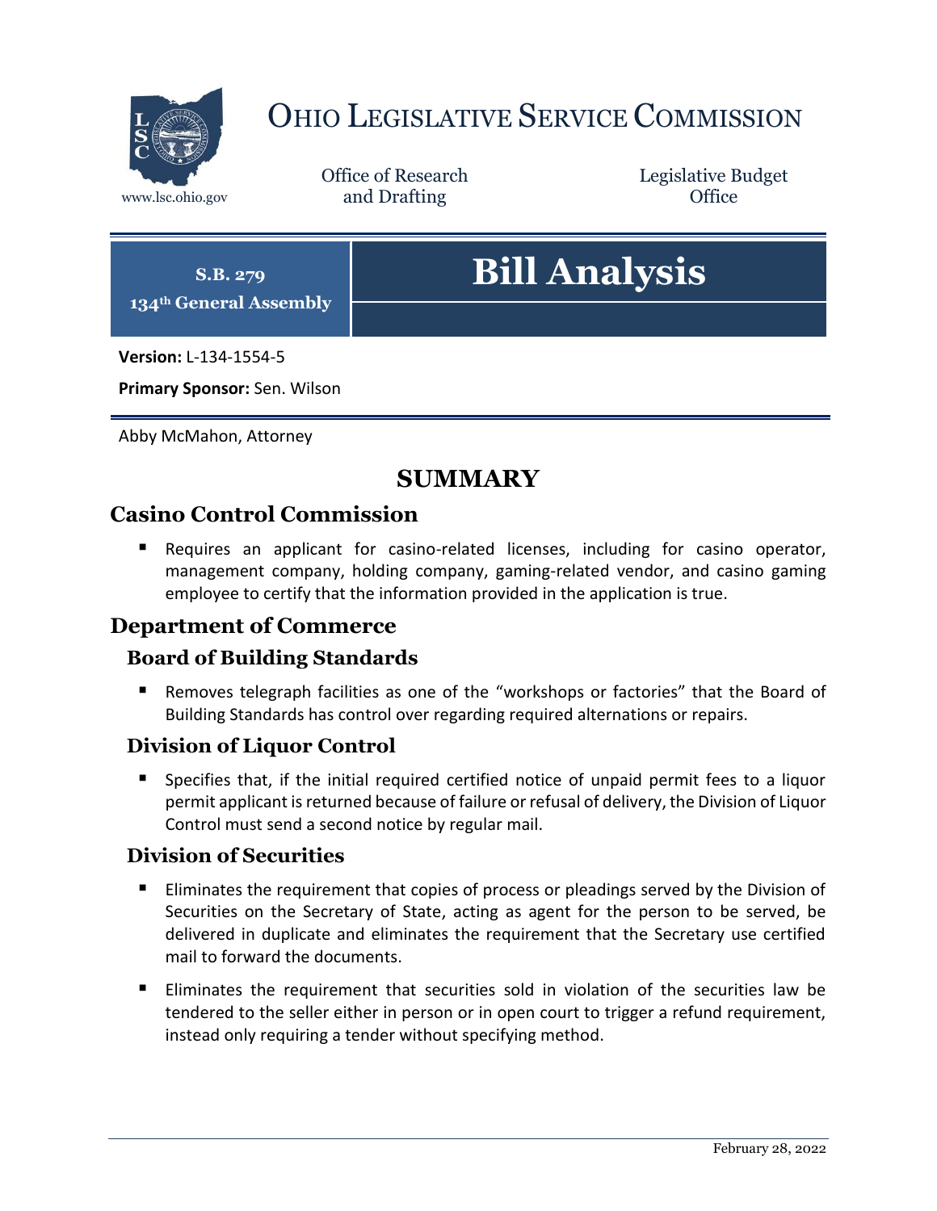# Ohio Legislative Service Commission

www.lsc.ohio.gov

Office of Research and Drafting

Legislative Budget Office

**S.B. 279**
**134th General Assembly**

# Bill Analysis

**Version:** L-134-1554-5

**Primary Sponsor:** Sen. Wilson

Abby McMahon, Attorney

## SUMMARY

## Casino Control Commission

- Requires an applicant for casino-related licenses, including for casino operator, management company, holding company, gaming-related vendor, and casino gaming employee to certify that the information provided in the application is true.

## Department of Commerce

### Board of Building Standards

- Removes telegraph facilities as one of the "workshops or factories" that the Board of Building Standards has control over regarding required alternations or repairs.

### Division of Liquor Control

- Specifies that, if the initial required certified notice of unpaid permit fees to a liquor permit applicant is returned because of failure or refusal of delivery, the Division of Liquor Control must send a second notice by regular mail.

### Division of Securities

- Eliminates the requirement that copies of process or pleadings served by the Division of Securities on the Secretary of State, acting as agent for the person to be served, be delivered in duplicate and eliminates the requirement that the Secretary use certified mail to forward the documents.
- Eliminates the requirement that securities sold in violation of the securities law be tendered to the seller either in person or in open court to trigger a refund requirement, instead only requiring a tender without specifying method.

February 28, 2022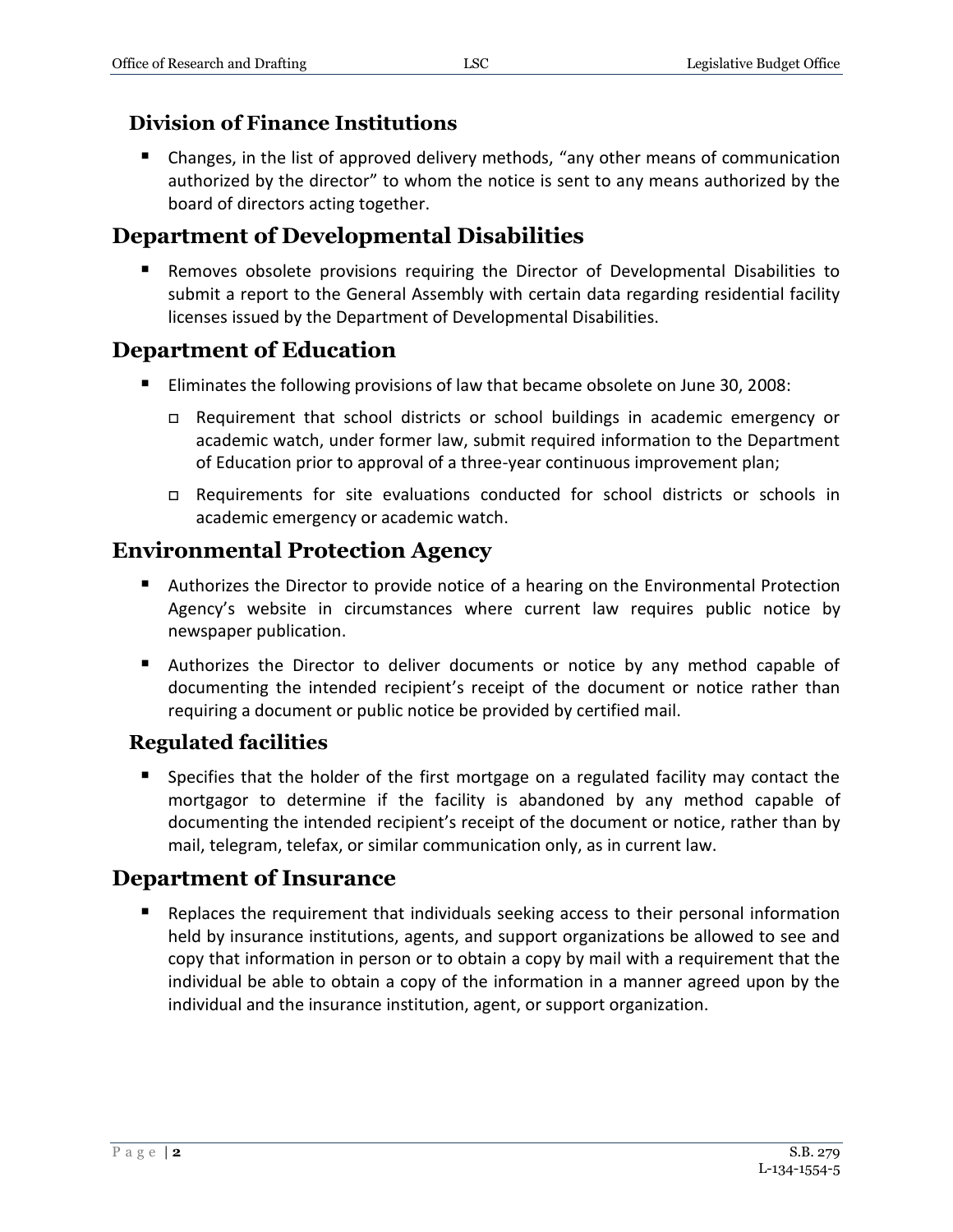### Division of Finance Institutions

- Changes, in the list of approved delivery methods, "any other means of communication authorized by the director" to whom the notice is sent to any means authorized by the board of directors acting together.

## Department of Developmental Disabilities

- Removes obsolete provisions requiring the Director of Developmental Disabilities to submit a report to the General Assembly with certain data regarding residential facility licenses issued by the Department of Developmental Disabilities.

## Department of Education

- Eliminates the following provisions of law that became obsolete on June 30, 2008:
  - Requirement that school districts or school buildings in academic emergency or academic watch, under former law, submit required information to the Department of Education prior to approval of a three-year continuous improvement plan;
  - Requirements for site evaluations conducted for school districts or schools in academic emergency or academic watch.

## Environmental Protection Agency

- Authorizes the Director to provide notice of a hearing on the Environmental Protection Agency's website in circumstances where current law requires public notice by newspaper publication.
- Authorizes the Director to deliver documents or notice by any method capable of documenting the intended recipient's receipt of the document or notice rather than requiring a document or public notice be provided by certified mail.

### Regulated facilities

- Specifies that the holder of the first mortgage on a regulated facility may contact the mortgagor to determine if the facility is abandoned by any method capable of documenting the intended recipient's receipt of the document or notice, rather than by mail, telegram, telefax, or similar communication only, as in current law.

## Department of Insurance

- Replaces the requirement that individuals seeking access to their personal information held by insurance institutions, agents, and support organizations be allowed to see and copy that information in person or to obtain a copy by mail with a requirement that the individual be able to obtain a copy of the information in a manner agreed upon by the individual and the insurance institution, agent, or support organization.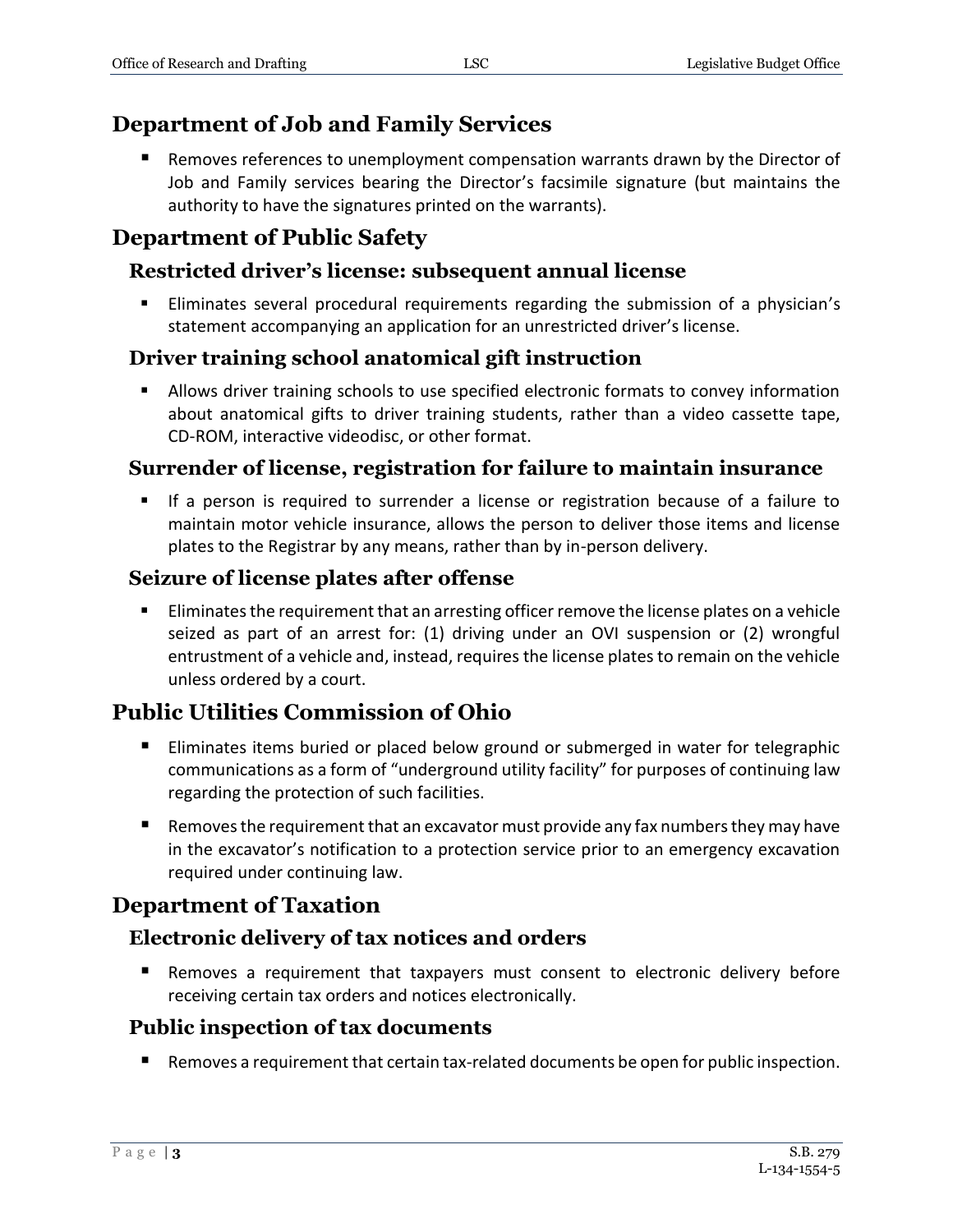## Department of Job and Family Services

- Removes references to unemployment compensation warrants drawn by the Director of Job and Family services bearing the Director's facsimile signature (but maintains the authority to have the signatures printed on the warrants).

## Department of Public Safety

### Restricted driver's license: subsequent annual license

- Eliminates several procedural requirements regarding the submission of a physician's statement accompanying an application for an unrestricted driver's license.

### Driver training school anatomical gift instruction

- Allows driver training schools to use specified electronic formats to convey information about anatomical gifts to driver training students, rather than a video cassette tape, CD-ROM, interactive videodisc, or other format.

### Surrender of license, registration for failure to maintain insurance

- If a person is required to surrender a license or registration because of a failure to maintain motor vehicle insurance, allows the person to deliver those items and license plates to the Registrar by any means, rather than by in-person delivery.

### Seizure of license plates after offense

- Eliminates the requirement that an arresting officer remove the license plates on a vehicle seized as part of an arrest for: (1) driving under an OVI suspension or (2) wrongful entrustment of a vehicle and, instead, requires the license plates to remain on the vehicle unless ordered by a court.

## Public Utilities Commission of Ohio

- Eliminates items buried or placed below ground or submerged in water for telegraphic communications as a form of "underground utility facility" for purposes of continuing law regarding the protection of such facilities.
- Removes the requirement that an excavator must provide any fax numbers they may have in the excavator's notification to a protection service prior to an emergency excavation required under continuing law.

## Department of Taxation

### Electronic delivery of tax notices and orders

- Removes a requirement that taxpayers must consent to electronic delivery before receiving certain tax orders and notices electronically.

### Public inspection of tax documents

- Removes a requirement that certain tax-related documents be open for public inspection.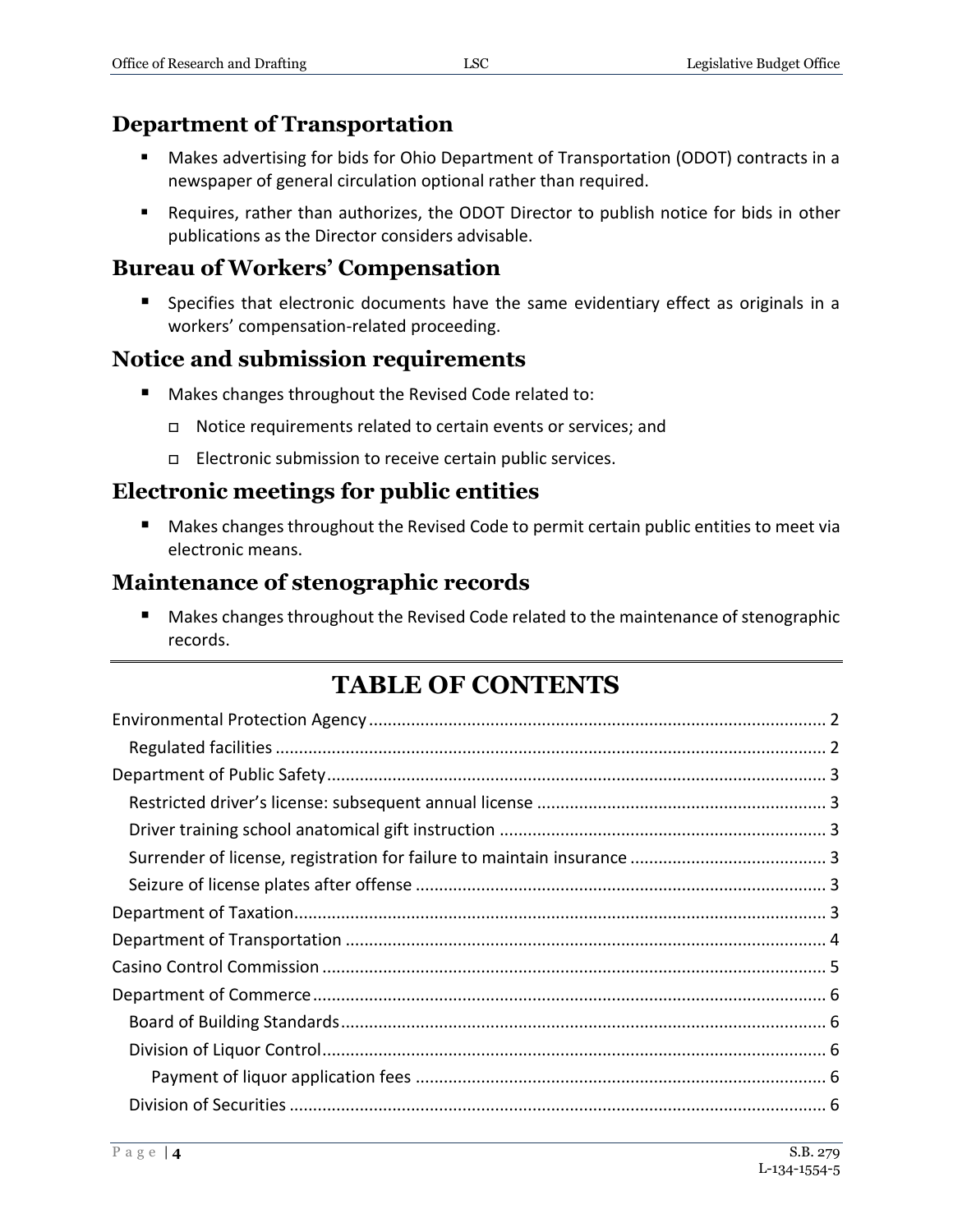## Department of Transportation

- Makes advertising for bids for Ohio Department of Transportation (ODOT) contracts in a newspaper of general circulation optional rather than required.
- Requires, rather than authorizes, the ODOT Director to publish notice for bids in other publications as the Director considers advisable.

## Bureau of Workers' Compensation

- Specifies that electronic documents have the same evidentiary effect as originals in a workers' compensation-related proceeding.

## Notice and submission requirements

- Makes changes throughout the Revised Code related to:
  - Notice requirements related to certain events or services; and
  - Electronic submission to receive certain public services.

## Electronic meetings for public entities

- Makes changes throughout the Revised Code to permit certain public entities to meet via electronic means.

## Maintenance of stenographic records

- Makes changes throughout the Revised Code related to the maintenance of stenographic records.

---

# TABLE OF CONTENTS

Environmental Protection Agency .......... 2
- Regulated facilities .......... 2

Department of Public Safety .......... 3
- Restricted driver's license: subsequent annual license .......... 3
- Driver training school anatomical gift instruction .......... 3
- Surrender of license, registration for failure to maintain insurance .......... 3
- Seizure of license plates after offense .......... 3

Department of Taxation .......... 3

Department of Transportation .......... 4

Casino Control Commission .......... 5

Department of Commerce .......... 6
- Board of Building Standards .......... 6
- Division of Liquor Control .......... 6
  - Payment of liquor application fees .......... 6
- Division of Securities .......... 6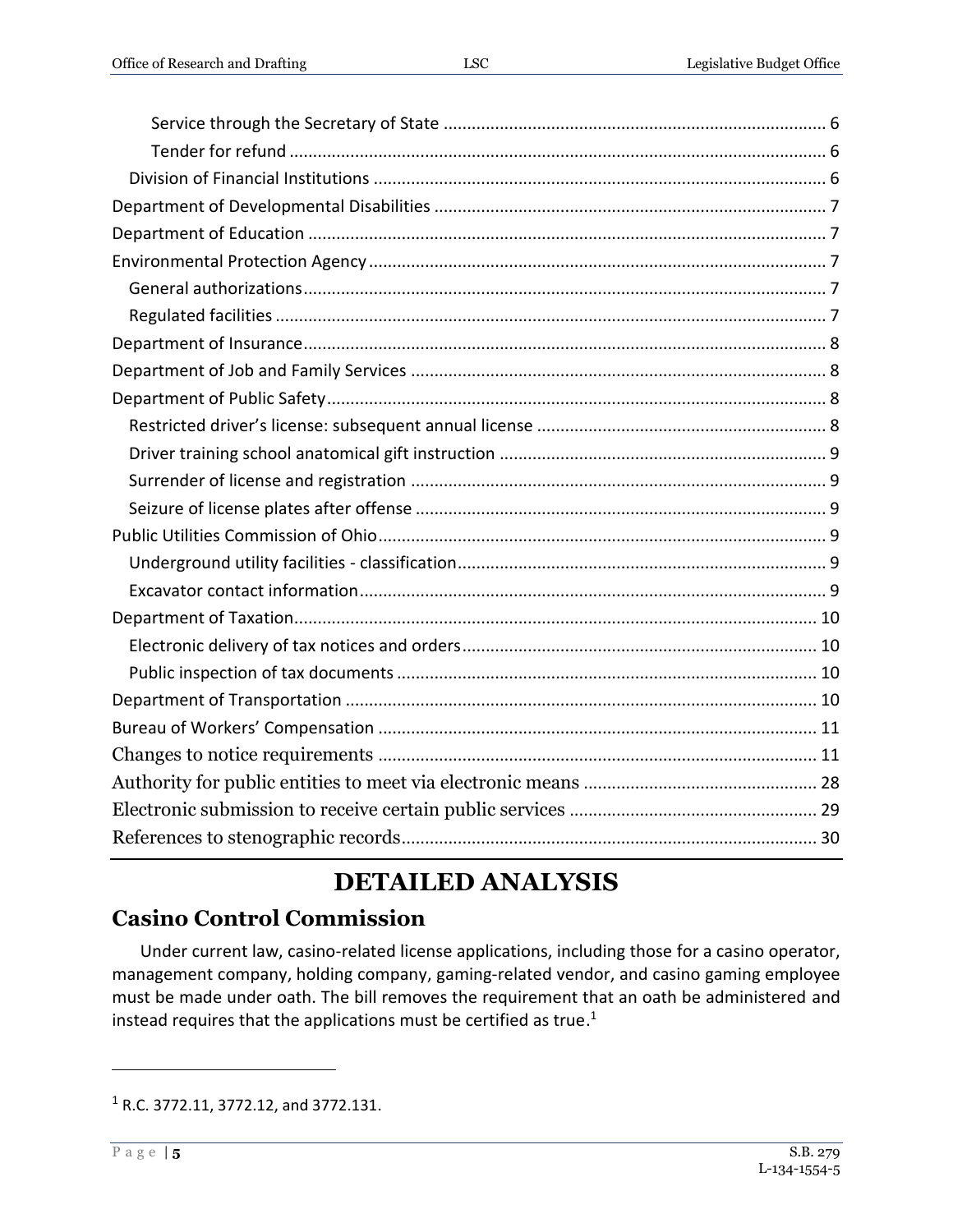Service through the Secretary of State ........................................................................ 6

Tender for refund ........................................................................................................ 6

Division of Financial Institutions ...................................................................................... 6

Department of Developmental Disabilities ........................................................................... 7

Department of Education ...................................................................................................... 7

Environmental Protection Agency ......................................................................................... 7

General authorizations ..................................................................................................... 7

Regulated facilities ........................................................................................................... 7

Department of Insurance ....................................................................................................... 8

Department of Job and Family Services ................................................................................ 8

Department of Public Safety .................................................................................................. 8

Restricted driver's license: subsequent annual license ..................................................... 8

Driver training school anatomical gift instruction ............................................................ 9

Surrender of license and registration ............................................................................... 9

Seizure of license plates after offense .............................................................................. 9

Public Utilities Commission of Ohio ...................................................................................... 9

Underground utility facilities - classification ..................................................................... 9

Excavator contact information .......................................................................................... 9

Department of Taxation ....................................................................................................... 10

Electronic delivery of tax notices and orders .................................................................. 10

Public inspection of tax documents ................................................................................ 10

Department of Transportation ............................................................................................ 10

Bureau of Workers' Compensation ..................................................................................... 11

Changes to notice requirements ........................................................................................ 11

Authority for public entities to meet via electronic means ................................................. 28

Electronic submission to receive certain public services .................................................... 29

References to stenographic records .................................................................................... 30

# DETAILED ANALYSIS

## Casino Control Commission

Under current law, casino-related license applications, including those for a casino operator, management company, holding company, gaming-related vendor, and casino gaming employee must be made under oath. The bill removes the requirement that an oath be administered and instead requires that the applications must be certified as true.[1]

[1] R.C. 3772.11, 3772.12, and 3772.131.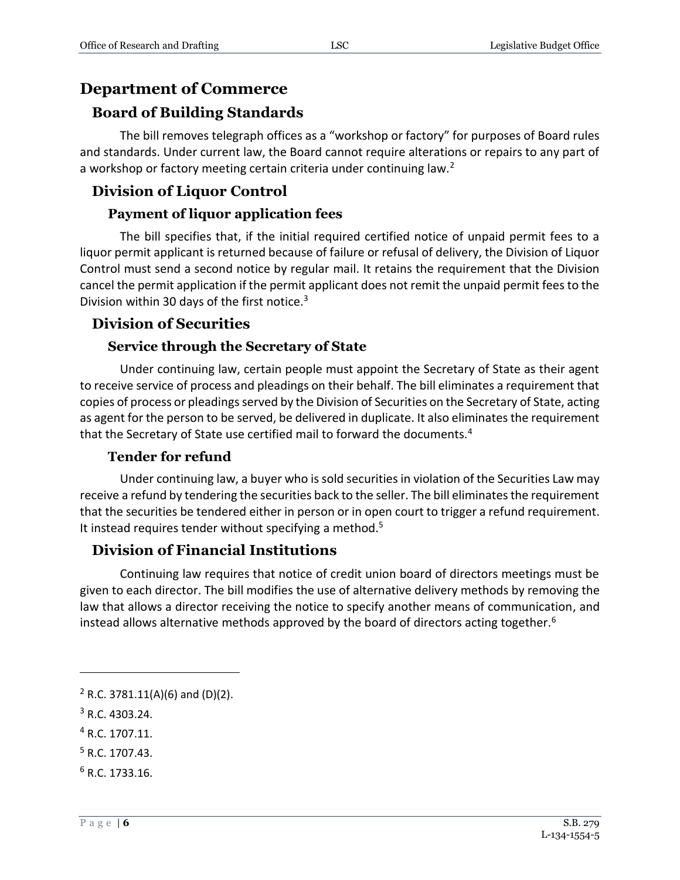## Department of Commerce

### Board of Building Standards

The bill removes telegraph offices as a "workshop or factory" for purposes of Board rules and standards. Under current law, the Board cannot require alterations or repairs to any part of a workshop or factory meeting certain criteria under continuing law.[2]

### Division of Liquor Control

#### Payment of liquor application fees

The bill specifies that, if the initial required certified notice of unpaid permit fees to a liquor permit applicant is returned because of failure or refusal of delivery, the Division of Liquor Control must send a second notice by regular mail. It retains the requirement that the Division cancel the permit application if the permit applicant does not remit the unpaid permit fees to the Division within 30 days of the first notice.[3]

### Division of Securities

#### Service through the Secretary of State

Under continuing law, certain people must appoint the Secretary of State as their agent to receive service of process and pleadings on their behalf. The bill eliminates a requirement that copies of process or pleadings served by the Division of Securities on the Secretary of State, acting as agent for the person to be served, be delivered in duplicate. It also eliminates the requirement that the Secretary of State use certified mail to forward the documents.[4]

#### Tender for refund

Under continuing law, a buyer who is sold securities in violation of the Securities Law may receive a refund by tendering the securities back to the seller. The bill eliminates the requirement that the securities be tendered either in person or in open court to trigger a refund requirement. It instead requires tender without specifying a method.[5]

### Division of Financial Institutions

Continuing law requires that notice of credit union board of directors meetings must be given to each director. The bill modifies the use of alternative delivery methods by removing the law that allows a director receiving the notice to specify another means of communication, and instead allows alternative methods approved by the board of directors acting together.[6]

---

[2] R.C. 3781.11(A)(6) and (D)(2).

[3] R.C. 4303.24.

[4] R.C. 1707.11.

[5] R.C. 1707.43.

[6] R.C. 1733.16.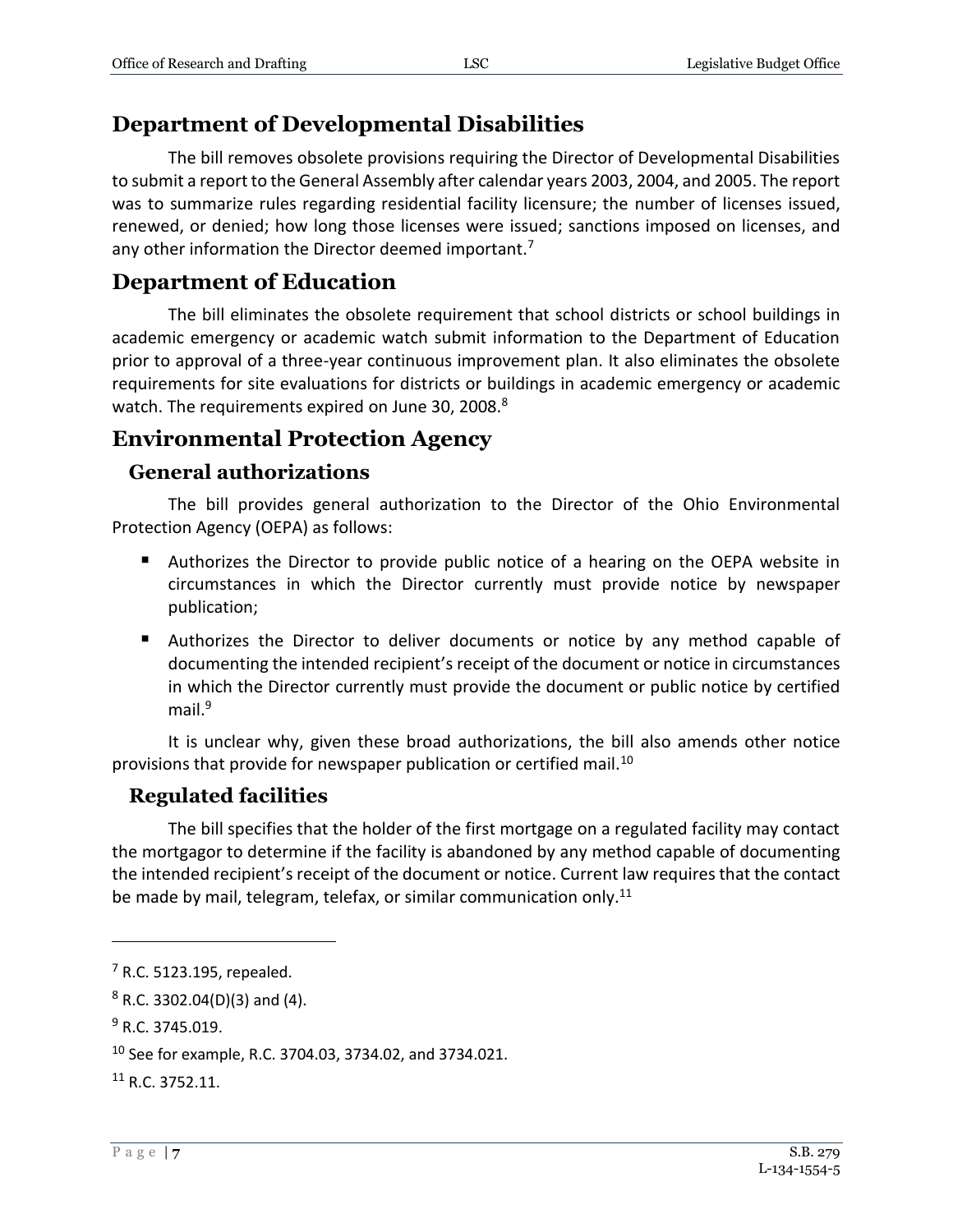## Department of Developmental Disabilities

The bill removes obsolete provisions requiring the Director of Developmental Disabilities to submit a report to the General Assembly after calendar years 2003, 2004, and 2005. The report was to summarize rules regarding residential facility licensure; the number of licenses issued, renewed, or denied; how long those licenses were issued; sanctions imposed on licenses, and any other information the Director deemed important.[7]

## Department of Education

The bill eliminates the obsolete requirement that school districts or school buildings in academic emergency or academic watch submit information to the Department of Education prior to approval of a three-year continuous improvement plan. It also eliminates the obsolete requirements for site evaluations for districts or buildings in academic emergency or academic watch. The requirements expired on June 30, 2008.[8]

## Environmental Protection Agency

### General authorizations

The bill provides general authorization to the Director of the Ohio Environmental Protection Agency (OEPA) as follows:

- Authorizes the Director to provide public notice of a hearing on the OEPA website in circumstances in which the Director currently must provide notice by newspaper publication;
- Authorizes the Director to deliver documents or notice by any method capable of documenting the intended recipient's receipt of the document or notice in circumstances in which the Director currently must provide the document or public notice by certified mail.[9]

It is unclear why, given these broad authorizations, the bill also amends other notice provisions that provide for newspaper publication or certified mail.[10]

### Regulated facilities

The bill specifies that the holder of the first mortgage on a regulated facility may contact the mortgagor to determine if the facility is abandoned by any method capable of documenting the intended recipient's receipt of the document or notice. Current law requires that the contact be made by mail, telegram, telefax, or similar communication only.[11]

---

[7] R.C. 5123.195, repealed.

[8] R.C. 3302.04(D)(3) and (4).

[9] R.C. 3745.019.

[10] See for example, R.C. 3704.03, 3734.02, and 3734.021.

[11] R.C. 3752.11.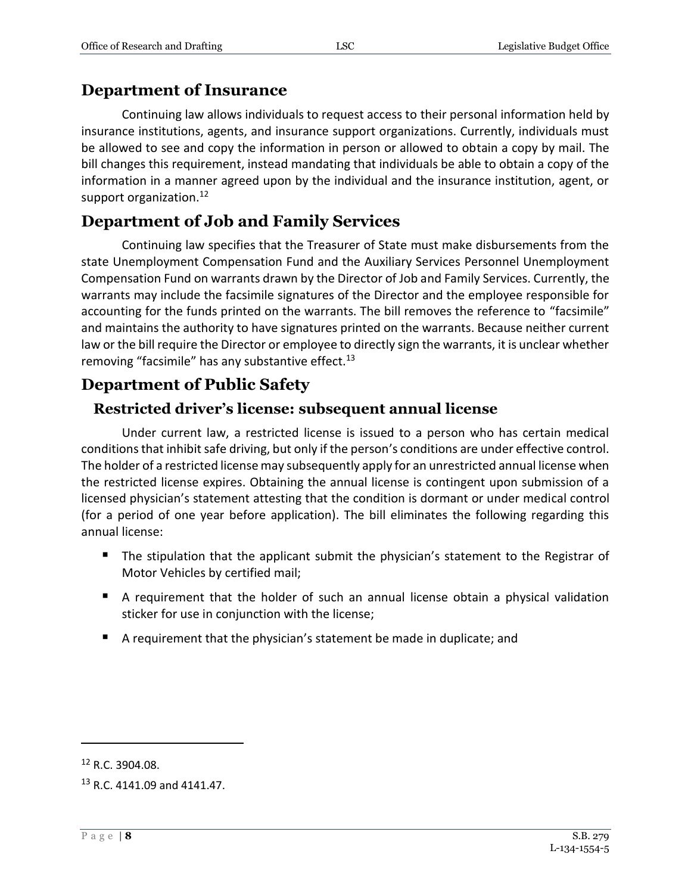## Department of Insurance

Continuing law allows individuals to request access to their personal information held by insurance institutions, agents, and insurance support organizations. Currently, individuals must be allowed to see and copy the information in person or allowed to obtain a copy by mail. The bill changes this requirement, instead mandating that individuals be able to obtain a copy of the information in a manner agreed upon by the individual and the insurance institution, agent, or support organization.[12]

## Department of Job and Family Services

Continuing law specifies that the Treasurer of State must make disbursements from the state Unemployment Compensation Fund and the Auxiliary Services Personnel Unemployment Compensation Fund on warrants drawn by the Director of Job and Family Services. Currently, the warrants may include the facsimile signatures of the Director and the employee responsible for accounting for the funds printed on the warrants. The bill removes the reference to "facsimile" and maintains the authority to have signatures printed on the warrants. Because neither current law or the bill require the Director or employee to directly sign the warrants, it is unclear whether removing "facsimile" has any substantive effect.[13]

## Department of Public Safety

### Restricted driver's license: subsequent annual license

Under current law, a restricted license is issued to a person who has certain medical conditions that inhibit safe driving, but only if the person's conditions are under effective control. The holder of a restricted license may subsequently apply for an unrestricted annual license when the restricted license expires. Obtaining the annual license is contingent upon submission of a licensed physician's statement attesting that the condition is dormant or under medical control (for a period of one year before application). The bill eliminates the following regarding this annual license:

- The stipulation that the applicant submit the physician's statement to the Registrar of Motor Vehicles by certified mail;
- A requirement that the holder of such an annual license obtain a physical validation sticker for use in conjunction with the license;
- A requirement that the physician's statement be made in duplicate; and

---

[12] R.C. 3904.08.

[13] R.C. 4141.09 and 4141.47.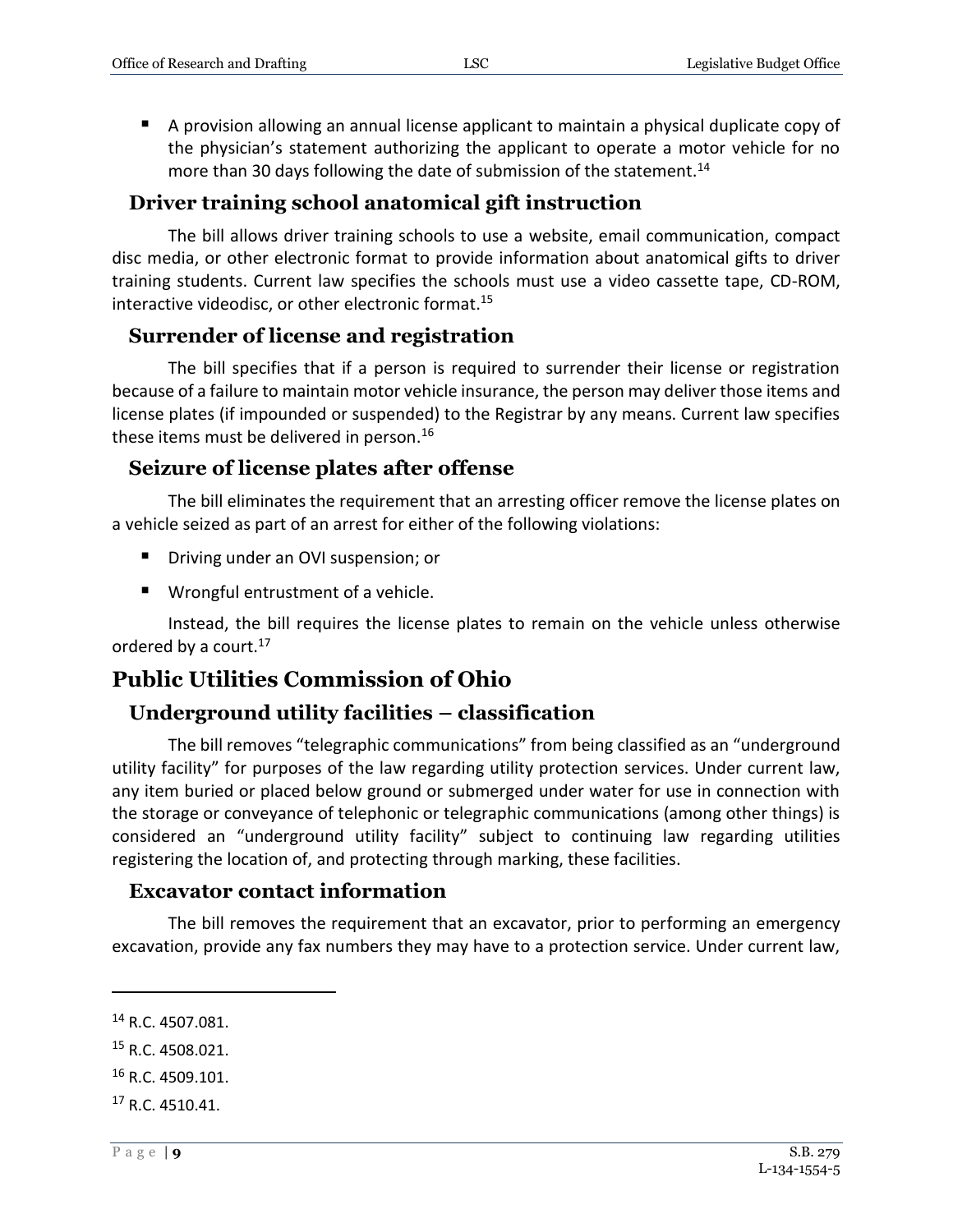- A provision allowing an annual license applicant to maintain a physical duplicate copy of the physician's statement authorizing the applicant to operate a motor vehicle for no more than 30 days following the date of submission of the statement.[14]

### Driver training school anatomical gift instruction

The bill allows driver training schools to use a website, email communication, compact disc media, or other electronic format to provide information about anatomical gifts to driver training students. Current law specifies the schools must use a video cassette tape, CD-ROM, interactive videodisc, or other electronic format.[15]

### Surrender of license and registration

The bill specifies that if a person is required to surrender their license or registration because of a failure to maintain motor vehicle insurance, the person may deliver those items and license plates (if impounded or suspended) to the Registrar by any means. Current law specifies these items must be delivered in person.[16]

### Seizure of license plates after offense

The bill eliminates the requirement that an arresting officer remove the license plates on a vehicle seized as part of an arrest for either of the following violations:

- Driving under an OVI suspension; or
- Wrongful entrustment of a vehicle.

Instead, the bill requires the license plates to remain on the vehicle unless otherwise ordered by a court.[17]

## Public Utilities Commission of Ohio

### Underground utility facilities – classification

The bill removes "telegraphic communications" from being classified as an "underground utility facility" for purposes of the law regarding utility protection services. Under current law, any item buried or placed below ground or submerged under water for use in connection with the storage or conveyance of telephonic or telegraphic communications (among other things) is considered an "underground utility facility" subject to continuing law regarding utilities registering the location of, and protecting through marking, these facilities.

### Excavator contact information

The bill removes the requirement that an excavator, prior to performing an emergency excavation, provide any fax numbers they may have to a protection service. Under current law,

---

[14] R.C. 4507.081.

[15] R.C. 4508.021.

[16] R.C. 4509.101.

[17] R.C. 4510.41.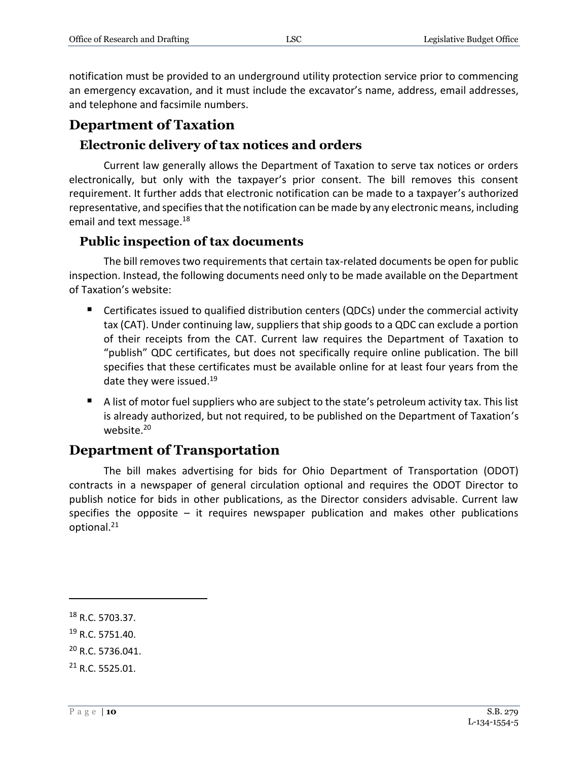notification must be provided to an underground utility protection service prior to commencing an emergency excavation, and it must include the excavator's name, address, email addresses, and telephone and facsimile numbers.

## Department of Taxation

### Electronic delivery of tax notices and orders

Current law generally allows the Department of Taxation to serve tax notices or orders electronically, but only with the taxpayer's prior consent. The bill removes this consent requirement. It further adds that electronic notification can be made to a taxpayer's authorized representative, and specifies that the notification can be made by any electronic means, including email and text message.[18]

### Public inspection of tax documents

The bill removes two requirements that certain tax-related documents be open for public inspection. Instead, the following documents need only to be made available on the Department of Taxation's website:

- Certificates issued to qualified distribution centers (QDCs) under the commercial activity tax (CAT). Under continuing law, suppliers that ship goods to a QDC can exclude a portion of their receipts from the CAT. Current law requires the Department of Taxation to "publish" QDC certificates, but does not specifically require online publication. The bill specifies that these certificates must be available online for at least four years from the date they were issued.[19]
- A list of motor fuel suppliers who are subject to the state's petroleum activity tax. This list is already authorized, but not required, to be published on the Department of Taxation's website.[20]

## Department of Transportation

The bill makes advertising for bids for Ohio Department of Transportation (ODOT) contracts in a newspaper of general circulation optional and requires the ODOT Director to publish notice for bids in other publications, as the Director considers advisable. Current law specifies the opposite – it requires newspaper publication and makes other publications optional.[21]

---

[18] R.C. 5703.37.

[19] R.C. 5751.40.

[20] R.C. 5736.041.

[21] R.C. 5525.01.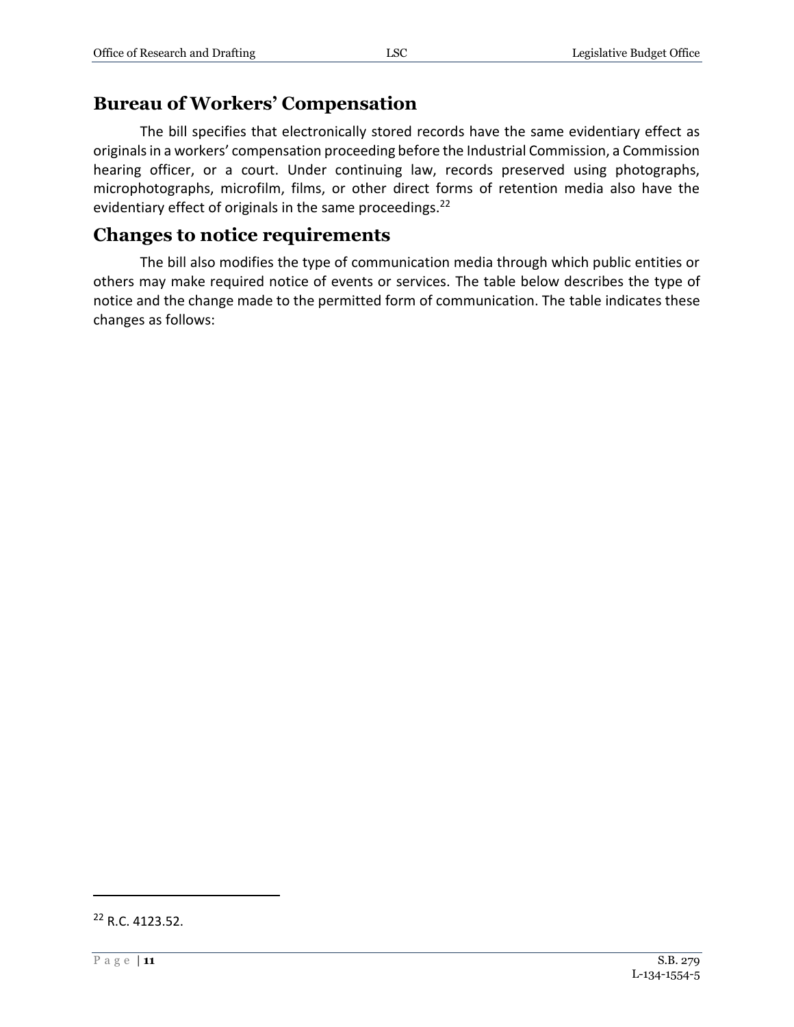## Bureau of Workers' Compensation

The bill specifies that electronically stored records have the same evidentiary effect as originals in a workers' compensation proceeding before the Industrial Commission, a Commission hearing officer, or a court. Under continuing law, records preserved using photographs, microphotographs, microfilm, films, or other direct forms of retention media also have the evidentiary effect of originals in the same proceedings.[22]

## Changes to notice requirements

The bill also modifies the type of communication media through which public entities or others may make required notice of events or services. The table below describes the type of notice and the change made to the permitted form of communication. The table indicates these changes as follows:

[22] R.C. 4123.52.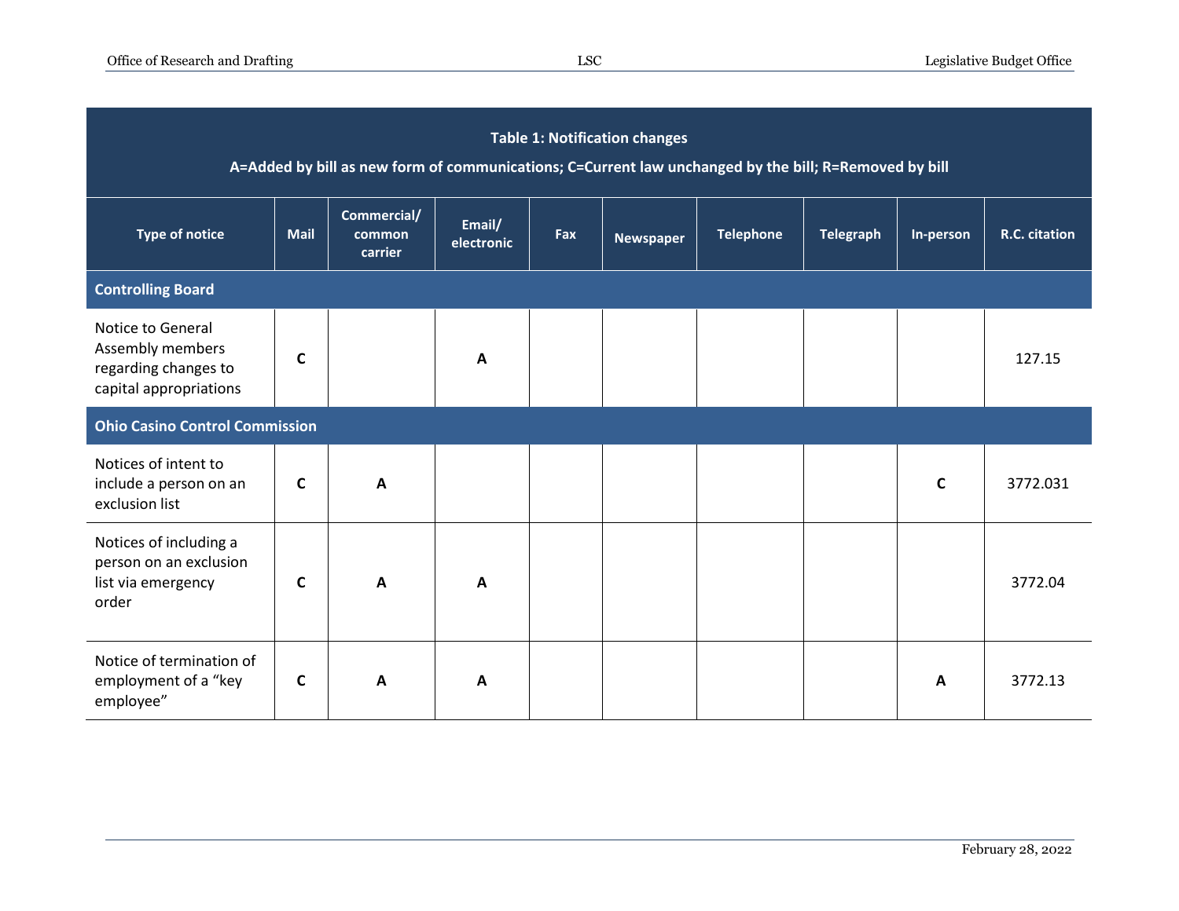**Table 1: Notification changes**

**A=Added by bill as new form of communications; C=Current law unchanged by the bill; R=Removed by bill**

| Type of notice | Mail | Commercial/ common carrier | Email/ electronic | Fax | Newspaper | Telephone | Telegraph | In-person | R.C. citation |
|---|---|---|---|---|---|---|---|---|---|
| **Controlling Board** | | | | | | | | | |
| Notice to General Assembly members regarding changes to capital appropriations | **C** | | **A** | | | | | | 127.15 |
| **Ohio Casino Control Commission** | | | | | | | | | |
| Notices of intent to include a person on an exclusion list | **C** | **A** | | | | | | **C** | 3772.031 |
| Notices of including a person on an exclusion list via emergency order | **C** | **A** | **A** | | | | | | 3772.04 |
| Notice of termination of employment of a "key employee" | **C** | **A** | **A** | | | | | **A** | 3772.13 |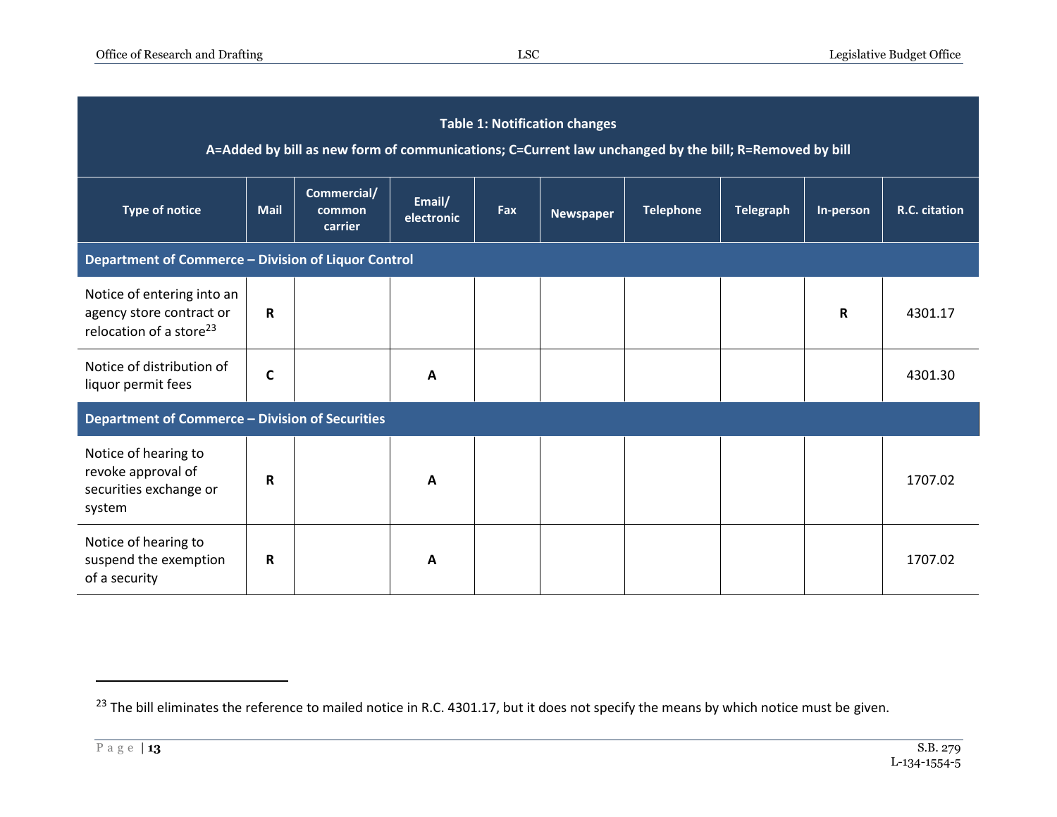**Table 1: Notification changes**

**A=Added by bill as new form of communications; C=Current law unchanged by the bill; R=Removed by bill**

| Type of notice | Mail | Commercial/ common carrier | Email/ electronic | Fax | Newspaper | Telephone | Telegraph | In-person | R.C. citation |
|---|---|---|---|---|---|---|---|---|---|
| **Department of Commerce – Division of Liquor Control** | | | | | | | | | |
| Notice of entering into an agency store contract or relocation of a store[23] | **R** | | | | | | | **R** | 4301.17 |
| Notice of distribution of liquor permit fees | **C** | | **A** | | | | | | 4301.30 |
| **Department of Commerce – Division of Securities** | | | | | | | | | |
| Notice of hearing to revoke approval of securities exchange or system | **R** | | **A** | | | | | | 1707.02 |
| Notice of hearing to suspend the exemption of a security | **R** | | **A** | | | | | | 1707.02 |

[23] The bill eliminates the reference to mailed notice in R.C. 4301.17, but it does not specify the means by which notice must be given.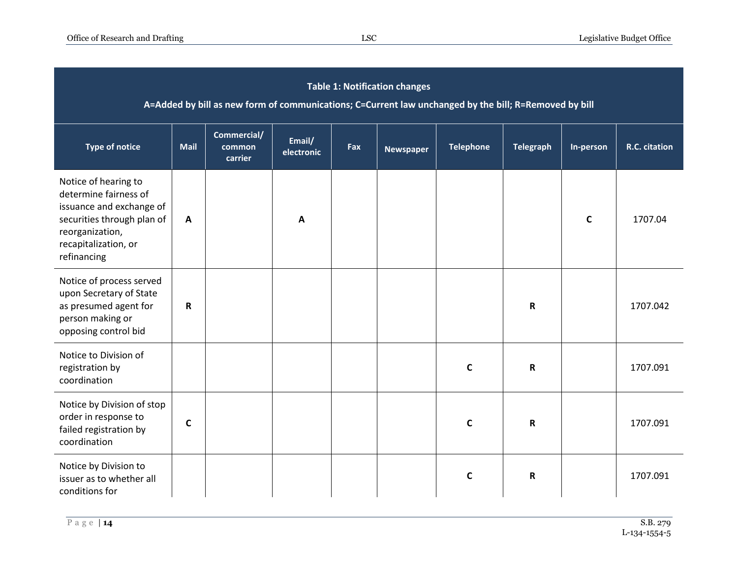**Table 1: Notification changes**

**A=Added by bill as new form of communications; C=Current law unchanged by the bill; R=Removed by bill**

| Type of notice | Mail | Commercial/ common carrier | Email/ electronic | Fax | Newspaper | Telephone | Telegraph | In-person | R.C. citation |
|---|---|---|---|---|---|---|---|---|---|
| Notice of hearing to determine fairness of issuance and exchange of securities through plan of reorganization, recapitalization, or refinancing | **A** | | **A** | | | | | **C** | 1707.04 |
| Notice of process served upon Secretary of State as presumed agent for person making or opposing control bid | **R** | | | | | | **R** | | 1707.042 |
| Notice to Division of registration by coordination | | | | | | **C** | **R** | | 1707.091 |
| Notice by Division of stop order in response to failed registration by coordination | **C** | | | | | **C** | **R** | | 1707.091 |
| Notice by Division to issuer as to whether all conditions for | | | | | | **C** | **R** | | 1707.091 |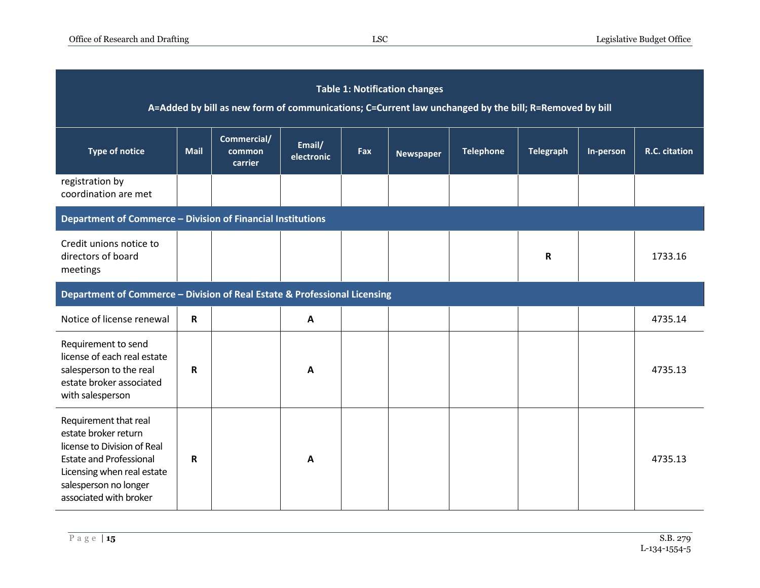| Table 1: Notification changes<br>A=Added by bill as new form of communications; C=Current law unchanged by the bill; R=Removed by bill | | | | | | | | | |
|---|---|---|---|---|---|---|---|---|---|
| **Type of notice** | **Mail** | **Commercial/ common carrier** | **Email/ electronic** | **Fax** | **Newspaper** | **Telephone** | **Telegraph** | **In-person** | **R.C. citation** |
| registration by coordination are met | | | | | | | | | |
| **Department of Commerce – Division of Financial Institutions** | | | | | | | | | |
| Credit unions notice to directors of board meetings | | | | | | | **R** | | 1733.16 |
| **Department of Commerce – Division of Real Estate & Professional Licensing** | | | | | | | | | |
| Notice of license renewal | **R** | | **A** | | | | | | 4735.14 |
| Requirement to send license of each real estate salesperson to the real estate broker associated with salesperson | **R** | | **A** | | | | | | 4735.13 |
| Requirement that real estate broker return license to Division of Real Estate and Professional Licensing when real estate salesperson no longer associated with broker | **R** | | **A** | | | | | | 4735.13 |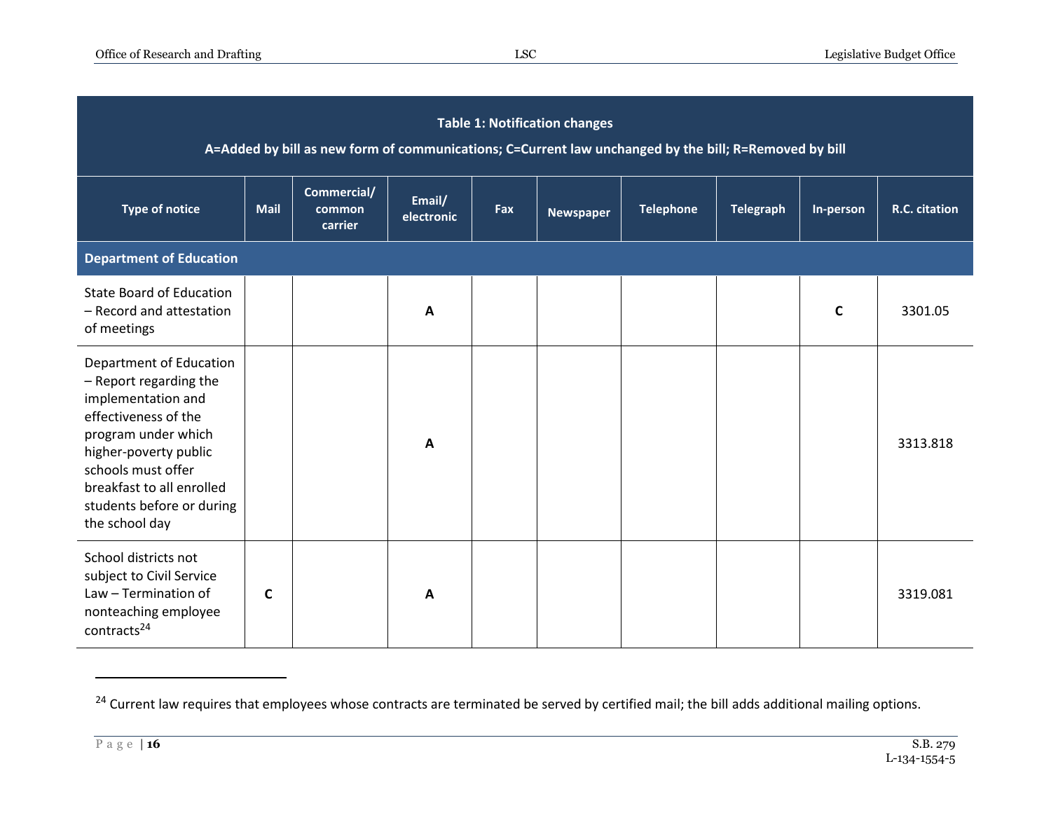| Table 1: Notification changes<br>A=Added by bill as new form of communications; C=Current law unchanged by the bill; R=Removed by bill | | | | | | | | | |
|---|---|---|---|---|---|---|---|---|---|
| **Type of notice** | **Mail** | **Commercial/ common carrier** | **Email/ electronic** | **Fax** | **Newspaper** | **Telephone** | **Telegraph** | **In-person** | **R.C. citation** |
| **Department of Education** | | | | | | | | | |
| State Board of Education – Record and attestation of meetings | | | **A** | | | | | **C** | 3301.05 |
| Department of Education – Report regarding the implementation and effectiveness of the program under which higher-poverty public schools must offer breakfast to all enrolled students before or during the school day | | | **A** | | | | | | 3313.818 |
| School districts not subject to Civil Service Law – Termination of nonteaching employee contracts[24] | **C** | | **A** | | | | | | 3319.081 |

[24] Current law requires that employees whose contracts are terminated be served by certified mail; the bill adds additional mailing options.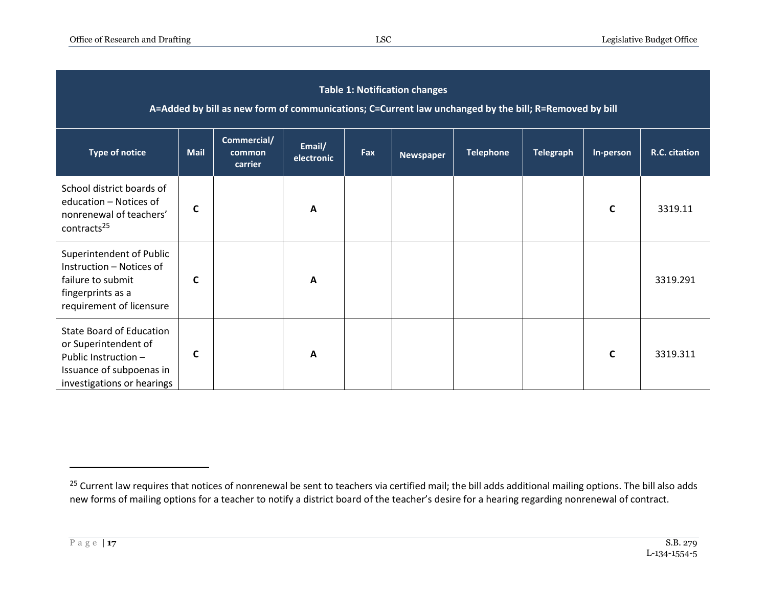**Table 1: Notification changes**

**A=Added by bill as new form of communications; C=Current law unchanged by the bill; R=Removed by bill**

| Type of notice | Mail | Commercial/ common carrier | Email/ electronic | Fax | Newspaper | Telephone | Telegraph | In-person | R.C. citation |
|---|---|---|---|---|---|---|---|---|---|
| School district boards of education – Notices of nonrenewal of teachers' contracts[25] | **C** | | **A** | | | | | **C** | 3319.11 |
| Superintendent of Public Instruction – Notices of failure to submit fingerprints as a requirement of licensure | **C** | | **A** | | | | | | 3319.291 |
| State Board of Education or Superintendent of Public Instruction – Issuance of subpoenas in investigations or hearings | **C** | | **A** | | | | | **C** | 3319.311 |

[25] Current law requires that notices of nonrenewal be sent to teachers via certified mail; the bill adds additional mailing options. The bill also adds new forms of mailing options for a teacher to notify a district board of the teacher's desire for a hearing regarding nonrenewal of contract.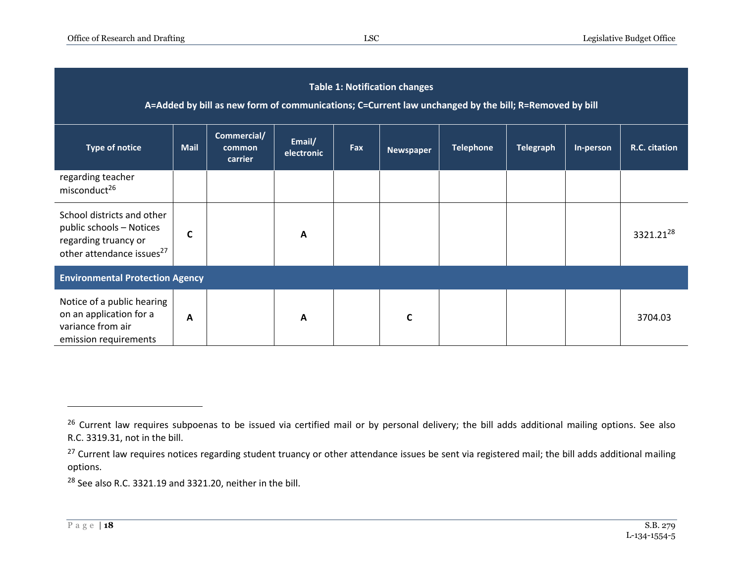**Table 1: Notification changes**

**A=Added by bill as new form of communications; C=Current law unchanged by the bill; R=Removed by bill**

| Type of notice | Mail | Commercial/ common carrier | Email/ electronic | Fax | Newspaper | Telephone | Telegraph | In-person | R.C. citation |
|---|---|---|---|---|---|---|---|---|---|
| regarding teacher misconduct[26] | | | | | | | | | |
| School districts and other public schools – Notices regarding truancy or other attendance issues[27] | **C** | | **A** | | | | | | 3321.21[28] |
| **Environmental Protection Agency** | | | | | | | | | |
| Notice of a public hearing on an application for a variance from air emission requirements | **A** | | **A** | | **C** | | | | 3704.03 |

[26] Current law requires subpoenas to be issued via certified mail or by personal delivery; the bill adds additional mailing options. See also R.C. 3319.31, not in the bill.

[27] Current law requires notices regarding student truancy or other attendance issues be sent via registered mail; the bill adds additional mailing options.

[28] See also R.C. 3321.19 and 3321.20, neither in the bill.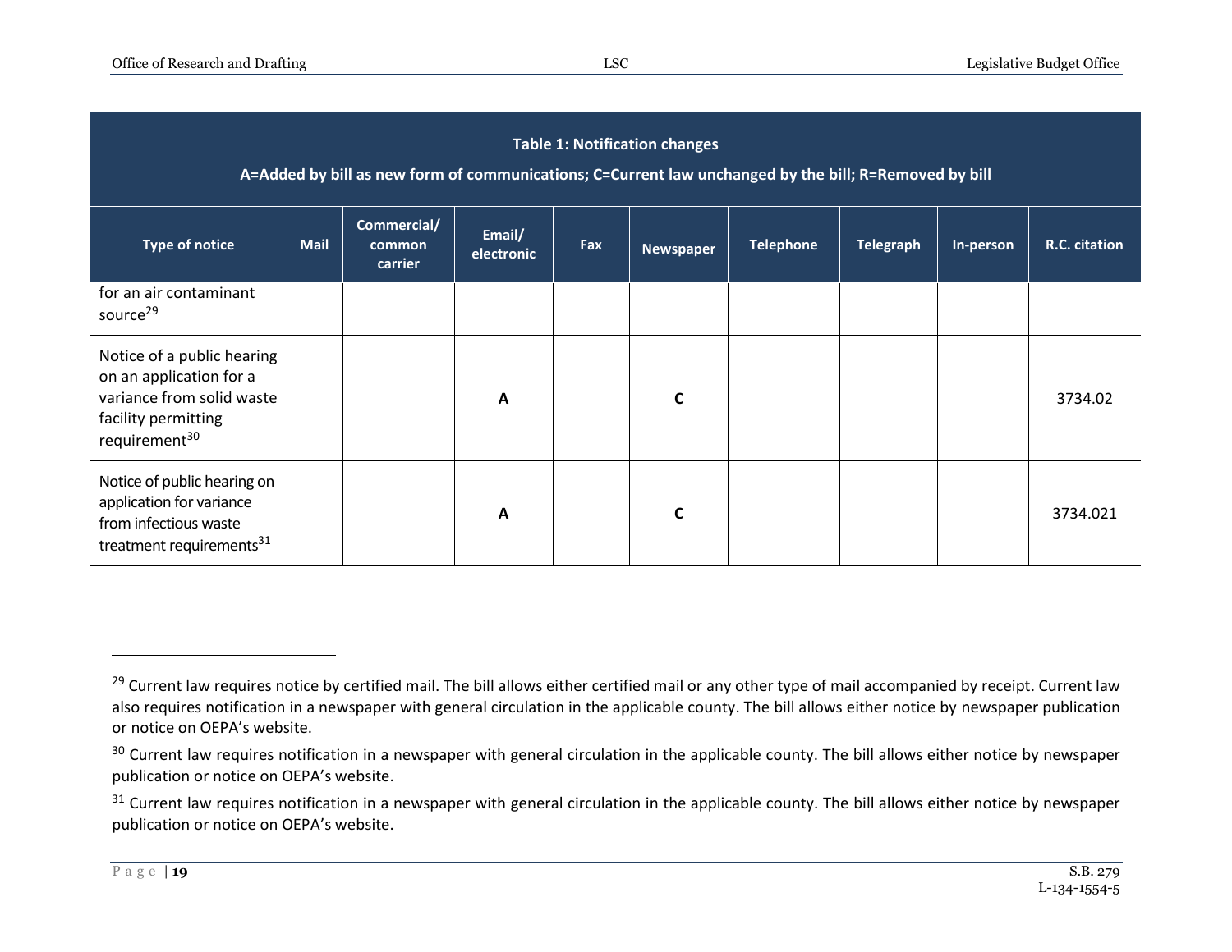**Table 1: Notification changes**

**A=Added by bill as new form of communications; C=Current law unchanged by the bill; R=Removed by bill**

| Type of notice | Mail | Commercial/ common carrier | Email/ electronic | Fax | Newspaper | Telephone | Telegraph | In-person | R.C. citation |
|---|---|---|---|---|---|---|---|---|---|
| for an air contaminant source[29] | | | | | | | | | |
| Notice of a public hearing on an application for a variance from solid waste facility permitting requirement[30] | | | **A** | | **C** | | | | 3734.02 |
| Notice of public hearing on application for variance from infectious waste treatment requirements[31] | | | **A** | | **C** | | | | 3734.021 |

---

[29] Current law requires notice by certified mail. The bill allows either certified mail or any other type of mail accompanied by receipt. Current law also requires notification in a newspaper with general circulation in the applicable county. The bill allows either notice by newspaper publication or notice on OEPA's website.

[30] Current law requires notification in a newspaper with general circulation in the applicable county. The bill allows either notice by newspaper publication or notice on OEPA's website.

[31] Current law requires notification in a newspaper with general circulation in the applicable county. The bill allows either notice by newspaper publication or notice on OEPA's website.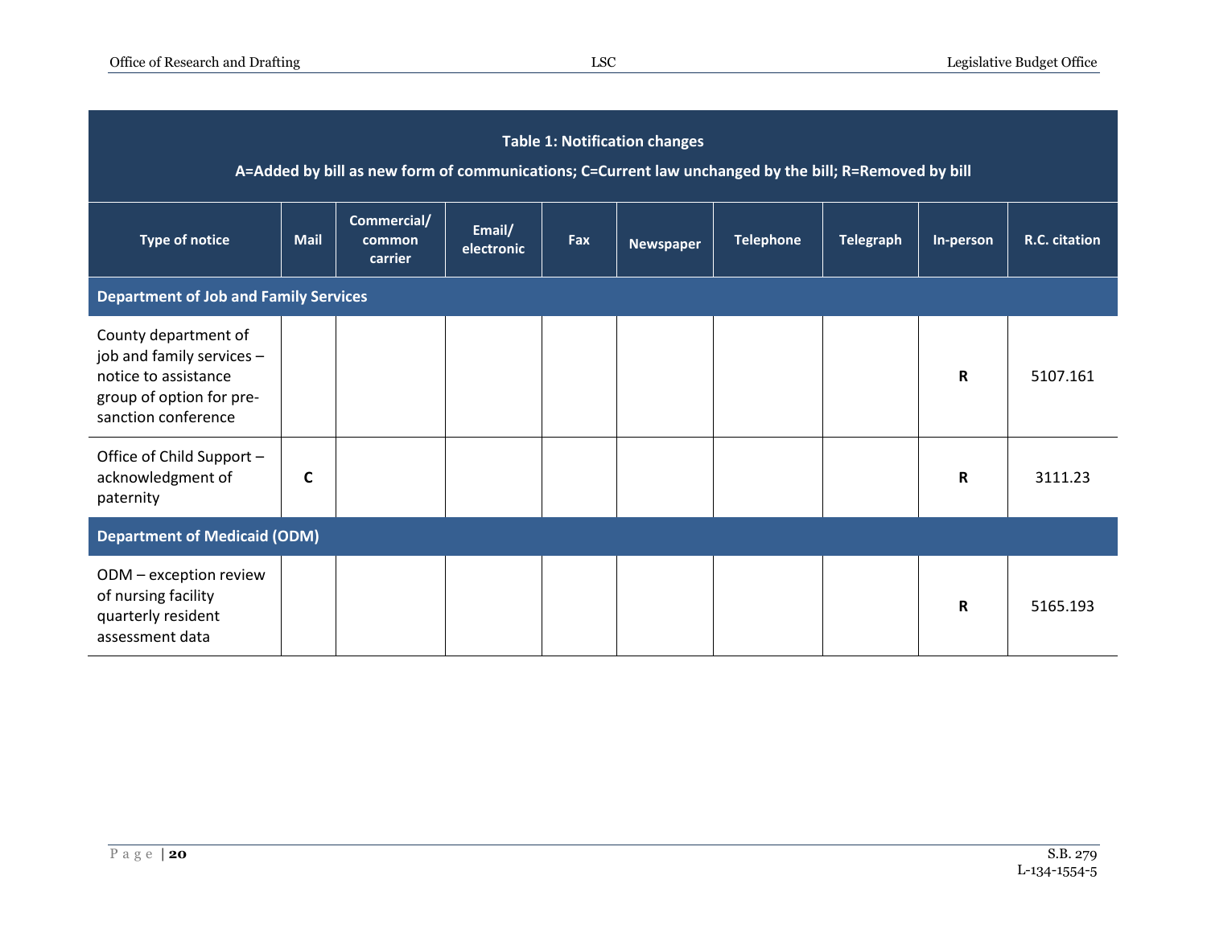| Table 1: Notification changes<br>A=Added by bill as new form of communications; C=Current law unchanged by the bill; R=Removed by bill | | | | | | | | | |
|---|---|---|---|---|---|---|---|---|---|
| **Type of notice** | **Mail** | **Commercial/ common carrier** | **Email/ electronic** | **Fax** | **Newspaper** | **Telephone** | **Telegraph** | **In-person** | **R.C. citation** |
| **Department of Job and Family Services** | | | | | | | | | |
| County department of job and family services – notice to assistance group of option for pre-sanction conference | | | | | | | | **R** | 5107.161 |
| Office of Child Support – acknowledgment of paternity | **C** | | | | | | | **R** | 3111.23 |
| **Department of Medicaid (ODM)** | | | | | | | | | |
| ODM – exception review of nursing facility quarterly resident assessment data | | | | | | | | **R** | 5165.193 |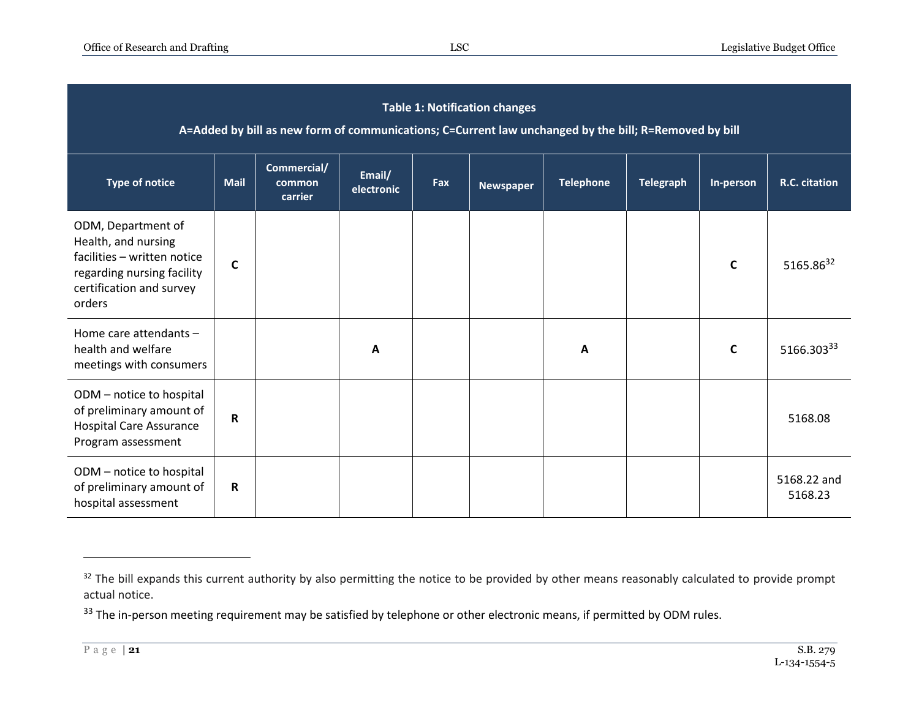**Table 1: Notification changes**

**A=Added by bill as new form of communications; C=Current law unchanged by the bill; R=Removed by bill**

| Type of notice | Mail | Commercial/ common carrier | Email/ electronic | Fax | Newspaper | Telephone | Telegraph | In-person | R.C. citation |
|---|---|---|---|---|---|---|---|---|---|
| ODM, Department of Health, and nursing facilities – written notice regarding nursing facility certification and survey orders | **C** | | | | | | | **C** | 5165.86[32] |
| Home care attendants – health and welfare meetings with consumers | | | **A** | | | **A** | | **C** | 5166.303[33] |
| ODM – notice to hospital of preliminary amount of Hospital Care Assurance Program assessment | **R** | | | | | | | | 5168.08 |
| ODM – notice to hospital of preliminary amount of hospital assessment | **R** | | | | | | | | 5168.22 and 5168.23 |

---

[32] The bill expands this current authority by also permitting the notice to be provided by other means reasonably calculated to provide prompt actual notice.

[33] The in-person meeting requirement may be satisfied by telephone or other electronic means, if permitted by ODM rules.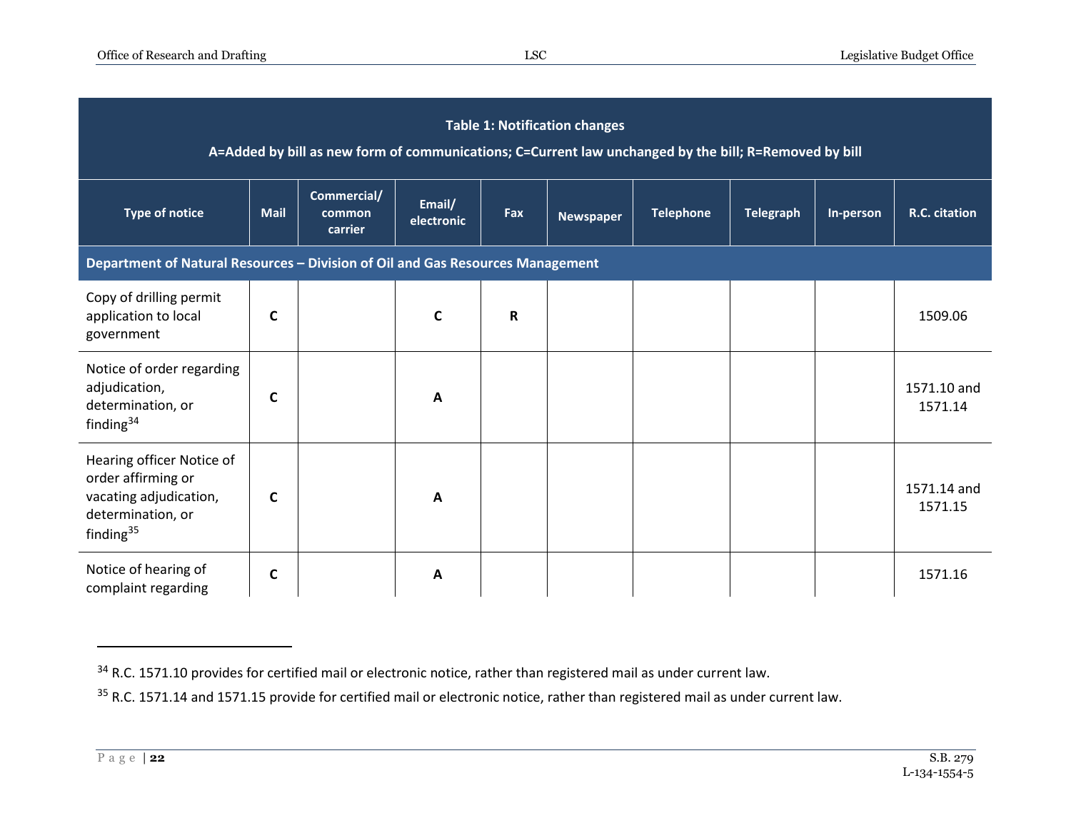| Table 1: Notification changes<br>A=Added by bill as new form of communications; C=Current law unchanged by the bill; R=Removed by bill | | | | | | | | | |
|---|---|---|---|---|---|---|---|---|---|
| **Type of notice** | **Mail** | **Commercial/ common carrier** | **Email/ electronic** | **Fax** | **Newspaper** | **Telephone** | **Telegraph** | **In-person** | **R.C. citation** |
| **Department of Natural Resources – Division of Oil and Gas Resources Management** | | | | | | | | | |
| Copy of drilling permit application to local government | **C** | | **C** | **R** | | | | | 1509.06 |
| Notice of order regarding adjudication, determination, or finding[34] | **C** | | **A** | | | | | | 1571.10 and 1571.14 |
| Hearing officer Notice of order affirming or vacating adjudication, determination, or finding[35] | **C** | | **A** | | | | | | 1571.14 and 1571.15 |
| Notice of hearing of complaint regarding | **C** | | **A** | | | | | | 1571.16 |

[34] R.C. 1571.10 provides for certified mail or electronic notice, rather than registered mail as under current law.

[35] R.C. 1571.14 and 1571.15 provide for certified mail or electronic notice, rather than registered mail as under current law.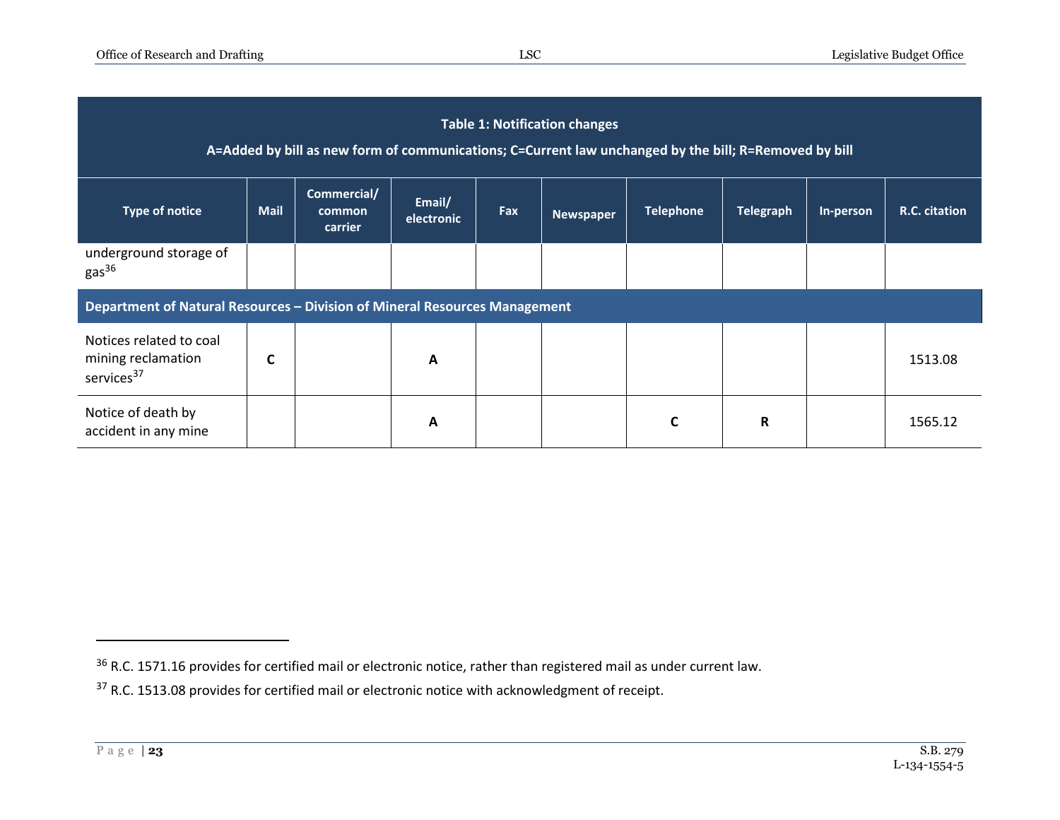**Table 1: Notification changes**

**A=Added by bill as new form of communications; C=Current law unchanged by the bill; R=Removed by bill**

| Type of notice | Mail | Commercial/ common carrier | Email/ electronic | Fax | Newspaper | Telephone | Telegraph | In-person | R.C. citation |
|---|---|---|---|---|---|---|---|---|---|
| underground storage of gas[36] | | | | | | | | | |
| **Department of Natural Resources – Division of Mineral Resources Management** | | | | | | | | | |
| Notices related to coal mining reclamation services[37] | **C** | | **A** | | | | | | 1513.08 |
| Notice of death by accident in any mine | | | **A** | | | **C** | **R** | | 1565.12 |

[36] R.C. 1571.16 provides for certified mail or electronic notice, rather than registered mail as under current law.

[37] R.C. 1513.08 provides for certified mail or electronic notice with acknowledgment of receipt.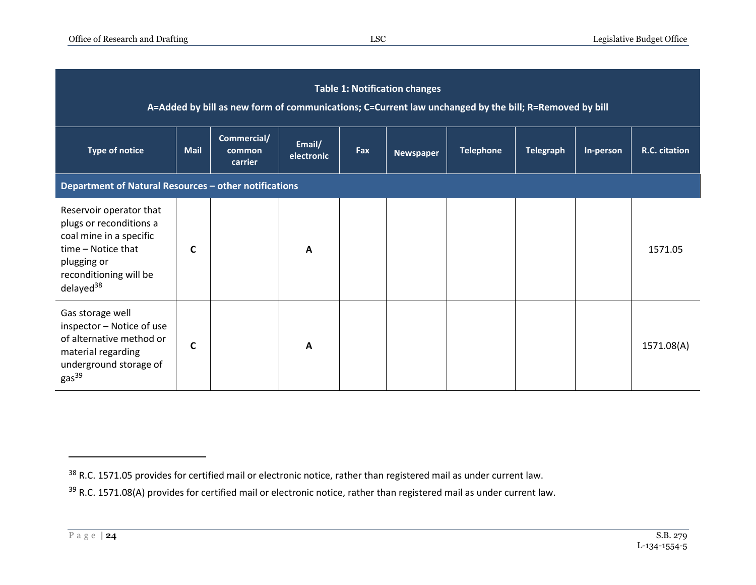**Table 1: Notification changes**

**A=Added by bill as new form of communications; C=Current law unchanged by the bill; R=Removed by bill**

| Type of notice | Mail | Commercial/ common carrier | Email/ electronic | Fax | Newspaper | Telephone | Telegraph | In-person | R.C. citation |
|---|---|---|---|---|---|---|---|---|---|
| **Department of Natural Resources – other notifications** | | | | | | | | | |
| Reservoir operator that plugs or reconditions a coal mine in a specific time – Notice that plugging or reconditioning will be delayed[38] | **C** | | **A** | | | | | | 1571.05 |
| Gas storage well inspector – Notice of use of alternative method or material regarding underground storage of gas[39] | **C** | | **A** | | | | | | 1571.08(A) |

[38] R.C. 1571.05 provides for certified mail or electronic notice, rather than registered mail as under current law.

[39] R.C. 1571.08(A) provides for certified mail or electronic notice, rather than registered mail as under current law.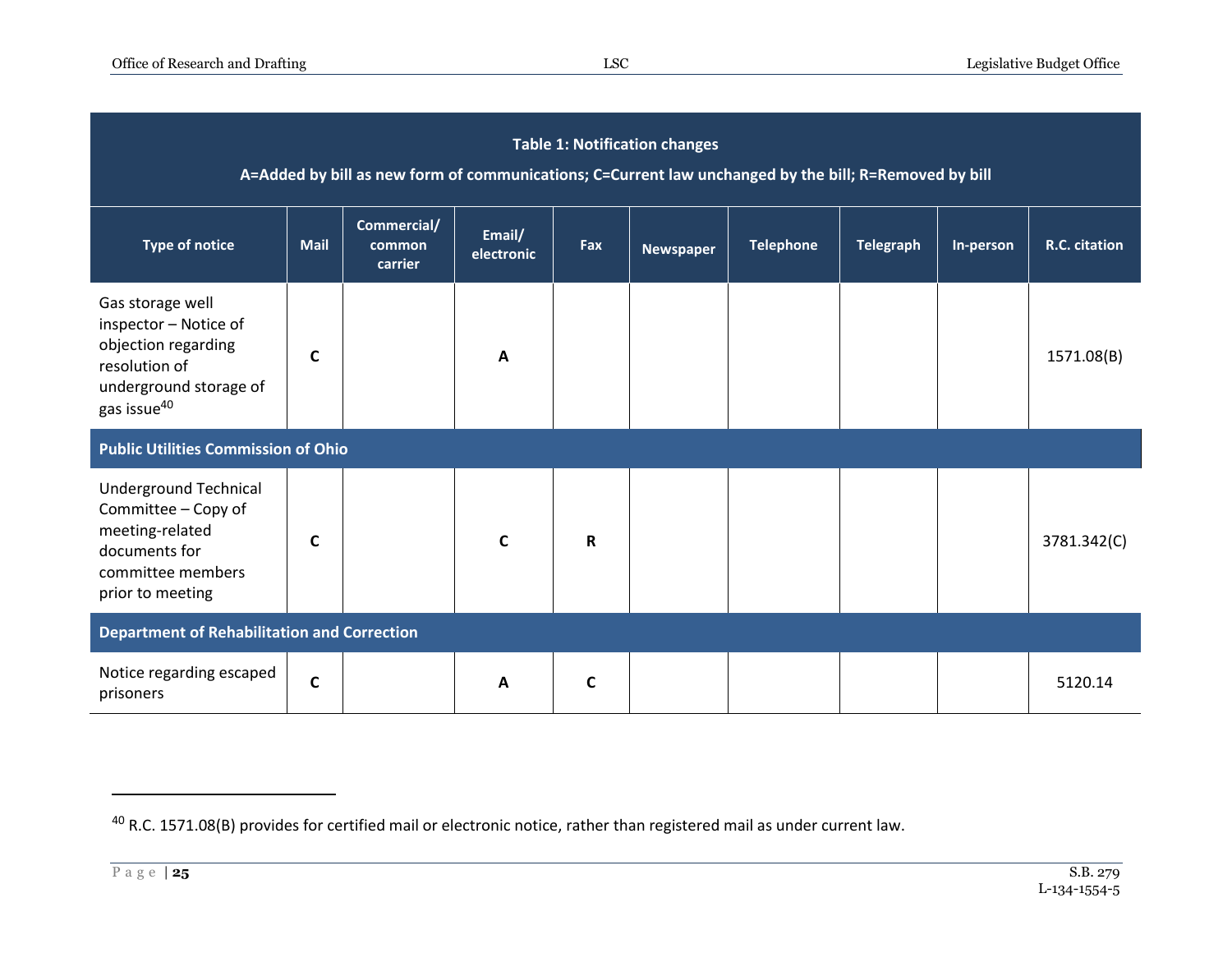**Table 1: Notification changes**

**A=Added by bill as new form of communications; C=Current law unchanged by the bill; R=Removed by bill**

| Type of notice | Mail | Commercial/ common carrier | Email/ electronic | Fax | Newspaper | Telephone | Telegraph | In-person | R.C. citation |
|---|---|---|---|---|---|---|---|---|---|
| Gas storage well inspector – Notice of objection regarding resolution of underground storage of gas issue[40] | **C** | | **A** | | | | | | 1571.08(B) |
| **Public Utilities Commission of Ohio** | | | | | | | | | |
| Underground Technical Committee – Copy of meeting-related documents for committee members prior to meeting | **C** | | **C** | **R** | | | | | 3781.342(C) |
| **Department of Rehabilitation and Correction** | | | | | | | | | |
| Notice regarding escaped prisoners | **C** | | **A** | **C** | | | | | 5120.14 |

---

[40] R.C. 1571.08(B) provides for certified mail or electronic notice, rather than registered mail as under current law.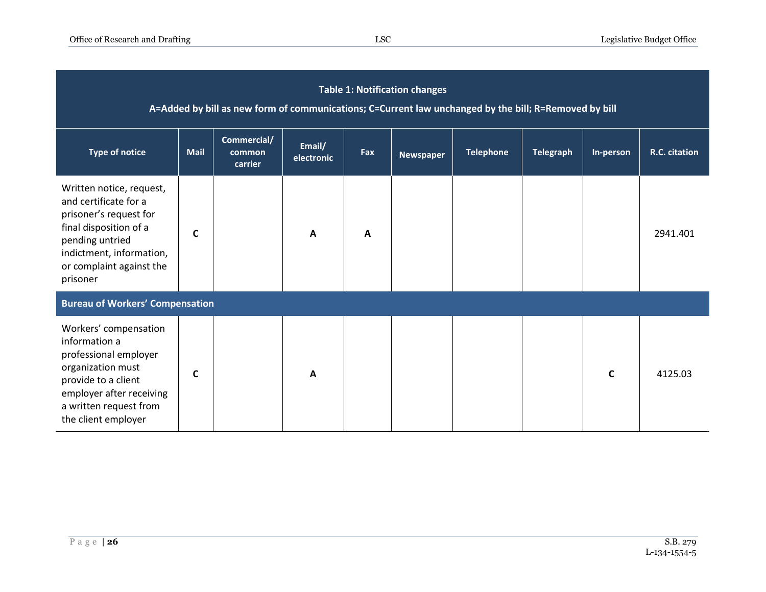| Table 1: Notification changes<br>A=Added by bill as new form of communications; C=Current law unchanged by the bill; R=Removed by bill | | | | | | | | | |
|---|---|---|---|---|---|---|---|---|---|
| **Type of notice** | **Mail** | **Commercial/ common carrier** | **Email/ electronic** | **Fax** | **Newspaper** | **Telephone** | **Telegraph** | **In-person** | **R.C. citation** |
| Written notice, request, and certificate for a prisoner's request for final disposition of a pending untried indictment, information, or complaint against the prisoner | **C** | | **A** | **A** | | | | | 2941.401 |
| **Bureau of Workers' Compensation** | | | | | | | | | |
| Workers' compensation information a professional employer organization must provide to a client employer after receiving a written request from the client employer | **C** | | **A** | | | | | **C** | 4125.03 |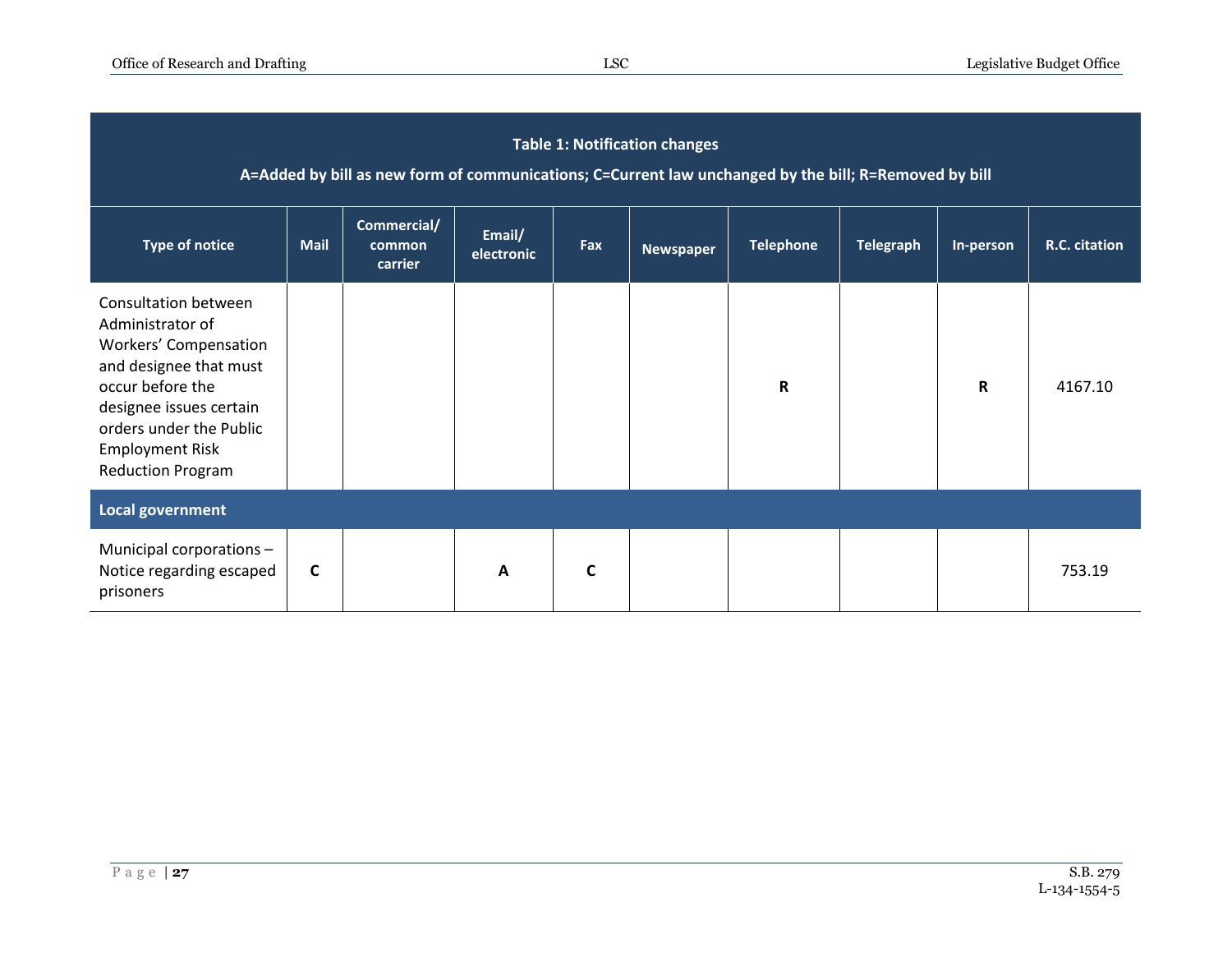**Table 1: Notification changes**

**A=Added by bill as new form of communications; C=Current law unchanged by the bill; R=Removed by bill**

| Type of notice | Mail | Commercial/ common carrier | Email/ electronic | Fax | Newspaper | Telephone | Telegraph | In-person | R.C. citation |
|---|---|---|---|---|---|---|---|---|---|
| Consultation between Administrator of Workers' Compensation and designee that must occur before the designee issues certain orders under the Public Employment Risk Reduction Program | | | | | | **R** | | **R** | 4167.10 |
| **Local government** | | | | | | | | | |
| Municipal corporations – Notice regarding escaped prisoners | **C** | | **A** | **C** | | | | | 753.19 |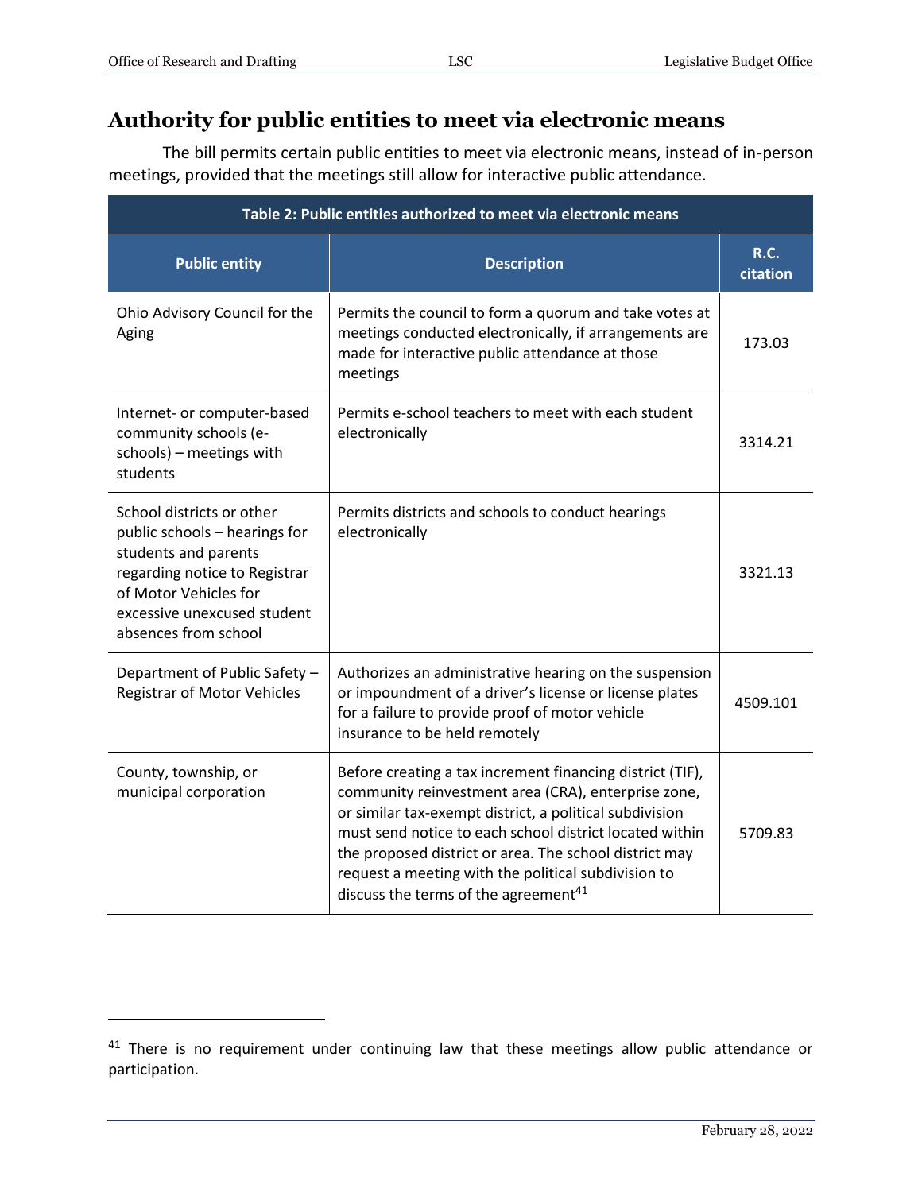## Authority for public entities to meet via electronic means

The bill permits certain public entities to meet via electronic means, instead of in-person meetings, provided that the meetings still allow for interactive public attendance.

| Table 2: Public entities authorized to meet via electronic means | | |
|---|---|---|
| **Public entity** | **Description** | **R.C. citation** |
| Ohio Advisory Council for the Aging | Permits the council to form a quorum and take votes at meetings conducted electronically, if arrangements are made for interactive public attendance at those meetings | 173.03 |
| Internet- or computer-based community schools (e-schools) – meetings with students | Permits e-school teachers to meet with each student electronically | 3314.21 |
| School districts or other public schools – hearings for students and parents regarding notice to Registrar of Motor Vehicles for excessive unexcused student absences from school | Permits districts and schools to conduct hearings electronically | 3321.13 |
| Department of Public Safety – Registrar of Motor Vehicles | Authorizes an administrative hearing on the suspension or impoundment of a driver's license or license plates for a failure to provide proof of motor vehicle insurance to be held remotely | 4509.101 |
| County, township, or municipal corporation | Before creating a tax increment financing district (TIF), community reinvestment area (CRA), enterprise zone, or similar tax-exempt district, a political subdivision must send notice to each school district located within the proposed district or area. The school district may request a meeting with the political subdivision to discuss the terms of the agreement[41] | 5709.83 |

[41] There is no requirement under continuing law that these meetings allow public attendance or participation.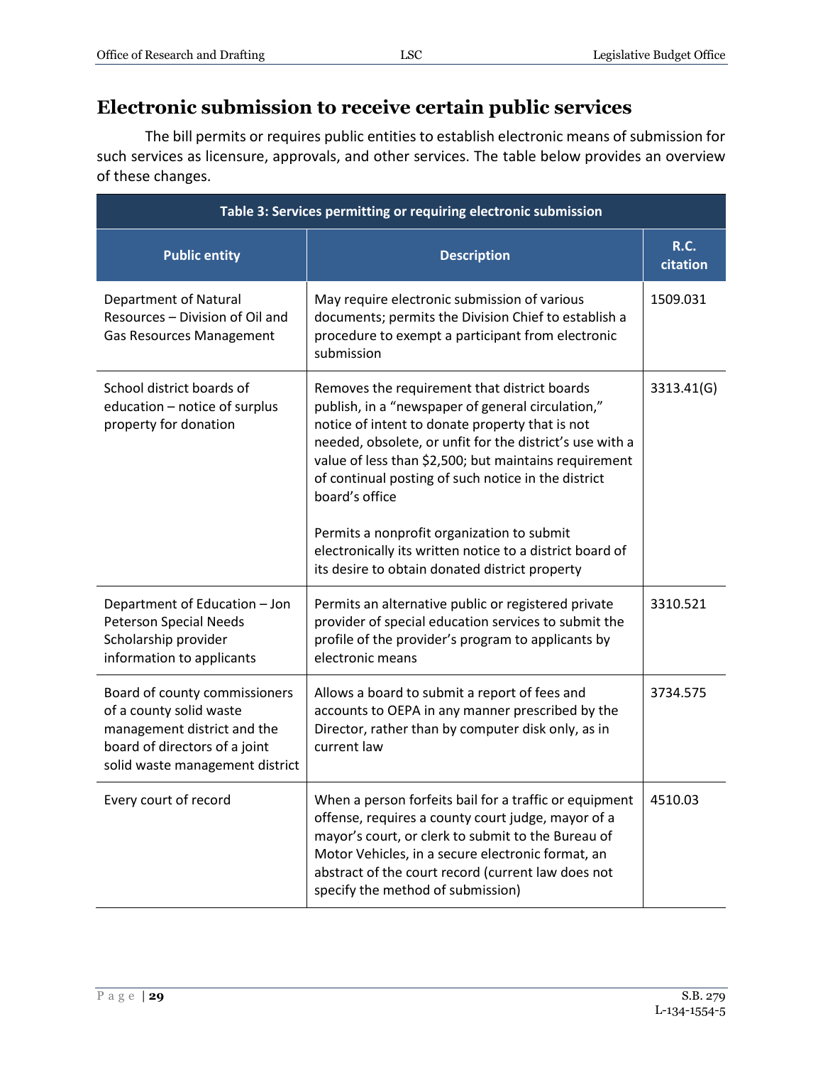## Electronic submission to receive certain public services

The bill permits or requires public entities to establish electronic means of submission for such services as licensure, approvals, and other services. The table below provides an overview of these changes.

| Table 3: Services permitting or requiring electronic submission | | |
|---|---|---|
| **Public entity** | **Description** | **R.C. citation** |
| Department of Natural Resources – Division of Oil and Gas Resources Management | May require electronic submission of various documents; permits the Division Chief to establish a procedure to exempt a participant from electronic submission | 1509.031 |
| School district boards of education – notice of surplus property for donation | Removes the requirement that district boards publish, in a "newspaper of general circulation," notice of intent to donate property that is not needed, obsolete, or unfit for the district's use with a value of less than $2,500; but maintains requirement of continual posting of such notice in the district board's office<br><br>Permits a nonprofit organization to submit electronically its written notice to a district board of its desire to obtain donated district property | 3313.41(G) |
| Department of Education – Jon Peterson Special Needs Scholarship provider information to applicants | Permits an alternative public or registered private provider of special education services to submit the profile of the provider's program to applicants by electronic means | 3310.521 |
| Board of county commissioners of a county solid waste management district and the board of directors of a joint solid waste management district | Allows a board to submit a report of fees and accounts to OEPA in any manner prescribed by the Director, rather than by computer disk only, as in current law | 3734.575 |
| Every court of record | When a person forfeits bail for a traffic or equipment offense, requires a county court judge, mayor of a mayor's court, or clerk to submit to the Bureau of Motor Vehicles, in a secure electronic format, an abstract of the court record (current law does not specify the method of submission) | 4510.03 |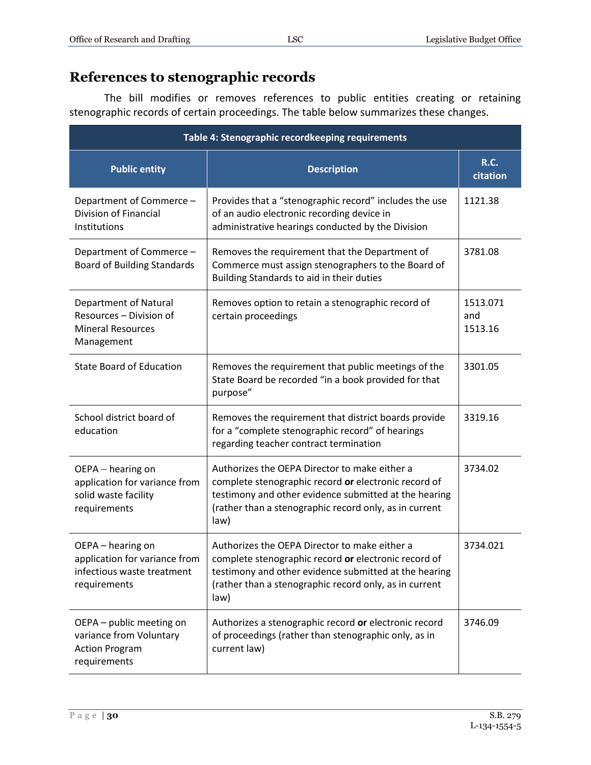## References to stenographic records

The bill modifies or removes references to public entities creating or retaining stenographic records of certain proceedings. The table below summarizes these changes.

| Table 4: Stenographic recordkeeping requirements | | |
|---|---|---|
| **Public entity** | **Description** | **R.C. citation** |
| Department of Commerce – Division of Financial Institutions | Provides that a "stenographic record" includes the use of an audio electronic recording device in administrative hearings conducted by the Division | 1121.38 |
| Department of Commerce – Board of Building Standards | Removes the requirement that the Department of Commerce must assign stenographers to the Board of Building Standards to aid in their duties | 3781.08 |
| Department of Natural Resources – Division of Mineral Resources Management | Removes option to retain a stenographic record of certain proceedings | 1513.071 and 1513.16 |
| State Board of Education | Removes the requirement that public meetings of the State Board be recorded "in a book provided for that purpose" | 3301.05 |
| School district board of education | Removes the requirement that district boards provide for a "complete stenographic record" of hearings regarding teacher contract termination | 3319.16 |
| OEPA – hearing on application for variance from solid waste facility requirements | Authorizes the OEPA Director to make either a complete stenographic record **or** electronic record of testimony and other evidence submitted at the hearing (rather than a stenographic record only, as in current law) | 3734.02 |
| OEPA – hearing on application for variance from infectious waste treatment requirements | Authorizes the OEPA Director to make either a complete stenographic record **or** electronic record of testimony and other evidence submitted at the hearing (rather than a stenographic record only, as in current law) | 3734.021 |
| OEPA – public meeting on variance from Voluntary Action Program requirements | Authorizes a stenographic record **or** electronic record of proceedings (rather than stenographic only, as in current law) | 3746.09 |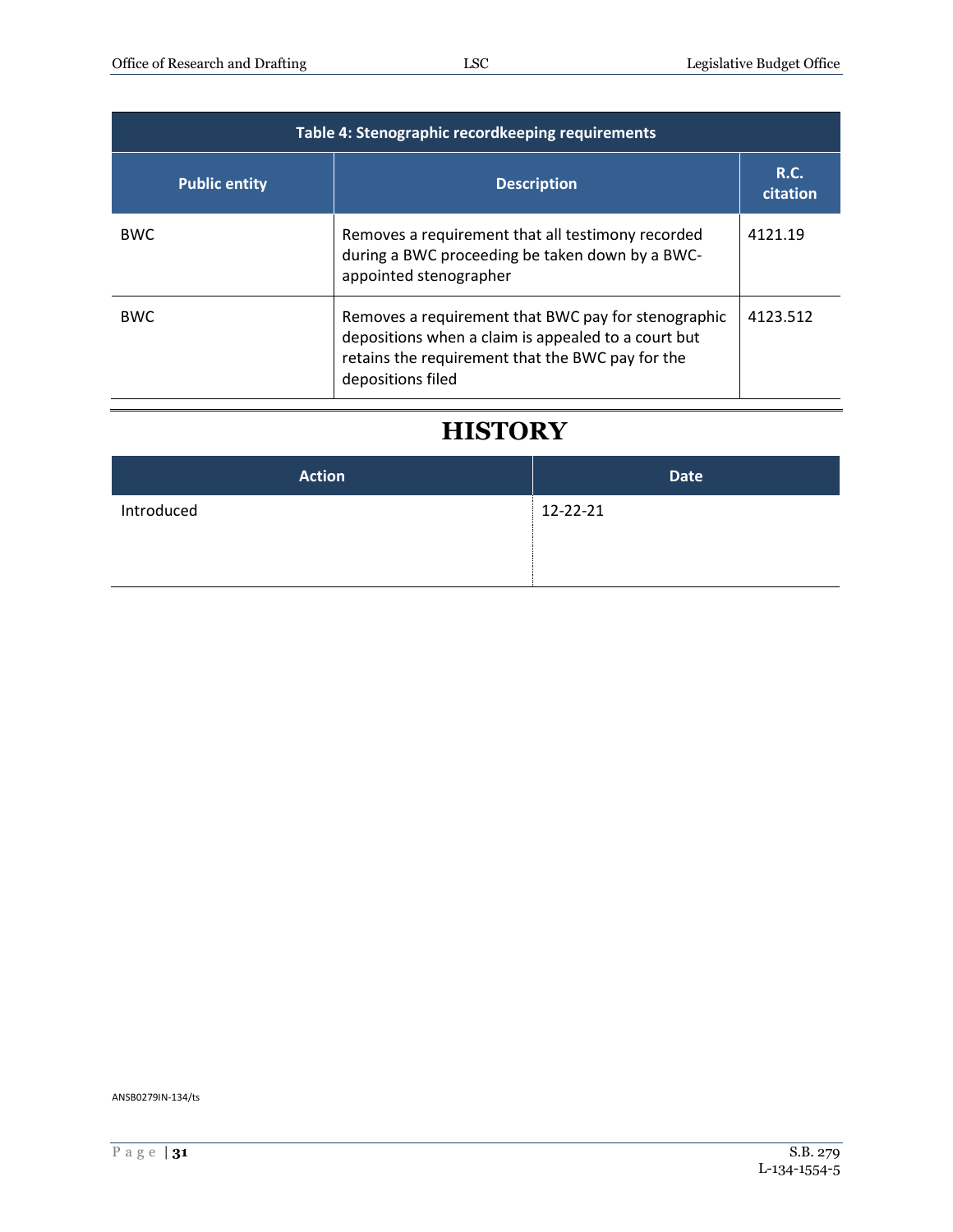| Table 4: Stenographic recordkeeping requirements | | |
|---|---|---|
| **Public entity** | **Description** | **R.C. citation** |
| BWC | Removes a requirement that all testimony recorded during a BWC proceeding be taken down by a BWC-appointed stenographer | 4121.19 |
| BWC | Removes a requirement that BWC pay for stenographic depositions when a claim is appealed to a court but retains the requirement that the BWC pay for the depositions filed | 4123.512 |

# HISTORY

| Action | Date |
|---|---|
| Introduced | 12-22-21 |

ANSB0279IN-134/ts